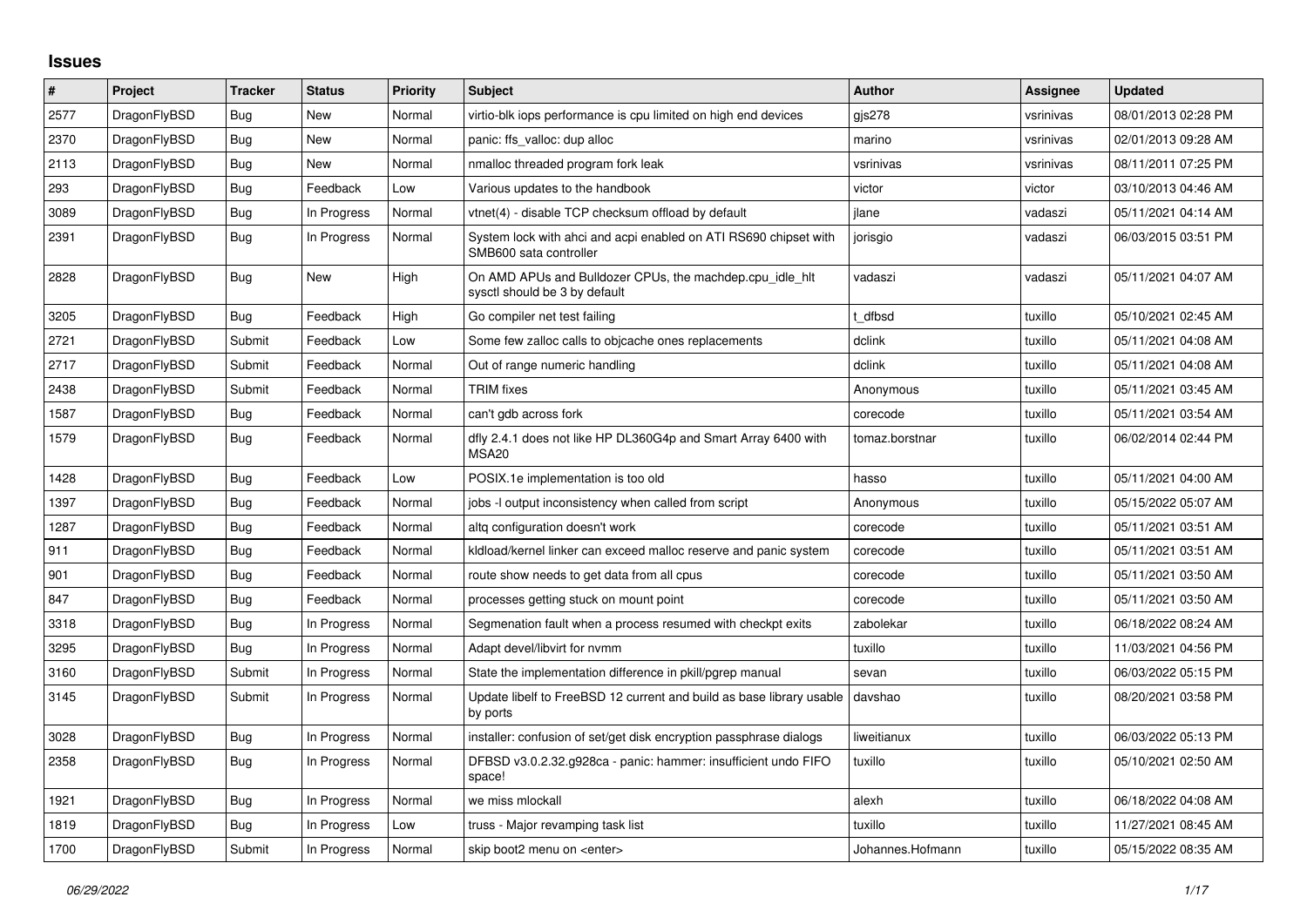# Issues

| # | Project | Tracker | Status | Priority | Subject | Author | Assignee | Updated |
|---|---|---|---|---|---|---|---|---|
| 2577 | DragonFlyBSD | Bug | New | Normal | virtio-blk iops performance is cpu limited on high end devices | gjs278 | vsrinivas | 08/01/2013 02:28 PM |
| 2370 | DragonFlyBSD | Bug | New | Normal | panic: ffs_valloc: dup alloc | marino | vsrinivas | 02/01/2013 09:28 AM |
| 2113 | DragonFlyBSD | Bug | New | Normal | nmalloc threaded program fork leak | vsrinivas | vsrinivas | 08/11/2011 07:25 PM |
| 293 | DragonFlyBSD | Bug | Feedback | Low | Various updates to the handbook | victor | victor | 03/10/2013 04:46 AM |
| 3089 | DragonFlyBSD | Bug | In Progress | Normal | vtnet(4) - disable TCP checksum offload by default | jlane | vadaszi | 05/11/2021 04:14 AM |
| 2391 | DragonFlyBSD | Bug | In Progress | Normal | System lock with ahci and acpi enabled on ATI RS690 chipset with SMB600 sata controller | jorisgio | vadaszi | 06/03/2015 03:51 PM |
| 2828 | DragonFlyBSD | Bug | New | High | On AMD APUs and Bulldozer CPUs, the machdep.cpu_idle_hlt sysctl should be 3 by default | vadaszi | vadaszi | 05/11/2021 04:07 AM |
| 3205 | DragonFlyBSD | Bug | Feedback | High | Go compiler net test failing | t_dfbsd | tuxillo | 05/10/2021 02:45 AM |
| 2721 | DragonFlyBSD | Submit | Feedback | Low | Some few zalloc calls to objcache ones replacements | dclink | tuxillo | 05/11/2021 04:08 AM |
| 2717 | DragonFlyBSD | Submit | Feedback | Normal | Out of range numeric handling | dclink | tuxillo | 05/11/2021 04:08 AM |
| 2438 | DragonFlyBSD | Submit | Feedback | Normal | TRIM fixes | Anonymous | tuxillo | 05/11/2021 03:45 AM |
| 1587 | DragonFlyBSD | Bug | Feedback | Normal | can't gdb across fork | corecode | tuxillo | 05/11/2021 03:54 AM |
| 1579 | DragonFlyBSD | Bug | Feedback | Normal | dfly 2.4.1 does not like HP DL360G4p and Smart Array 6400 with MSA20 | tomaz.borstnar | tuxillo | 06/02/2014 02:44 PM |
| 1428 | DragonFlyBSD | Bug | Feedback | Low | POSIX.1e implementation is too old | hasso | tuxillo | 05/11/2021 04:00 AM |
| 1397 | DragonFlyBSD | Bug | Feedback | Normal | jobs -l output inconsistency when called from script | Anonymous | tuxillo | 05/15/2022 05:07 AM |
| 1287 | DragonFlyBSD | Bug | Feedback | Normal | altq configuration doesn't work | corecode | tuxillo | 05/11/2021 03:51 AM |
| 911 | DragonFlyBSD | Bug | Feedback | Normal | kldload/kernel linker can exceed malloc reserve and panic system | corecode | tuxillo | 05/11/2021 03:51 AM |
| 901 | DragonFlyBSD | Bug | Feedback | Normal | route show needs to get data from all cpus | corecode | tuxillo | 05/11/2021 03:50 AM |
| 847 | DragonFlyBSD | Bug | Feedback | Normal | processes getting stuck on mount point | corecode | tuxillo | 05/11/2021 03:50 AM |
| 3318 | DragonFlyBSD | Bug | In Progress | Normal | Segmenation fault when a process resumed with checkpt exits | zabolekar | tuxillo | 06/18/2022 08:24 AM |
| 3295 | DragonFlyBSD | Bug | In Progress | Normal | Adapt devel/libvirt for nvmm | tuxillo | tuxillo | 11/03/2021 04:56 PM |
| 3160 | DragonFlyBSD | Submit | In Progress | Normal | State the implementation difference in pkill/pgrep manual | sevan | tuxillo | 06/03/2022 05:15 PM |
| 3145 | DragonFlyBSD | Submit | In Progress | Normal | Update libelf to FreeBSD 12 current and build as base library usable by ports | davshao | tuxillo | 08/20/2021 03:58 PM |
| 3028 | DragonFlyBSD | Bug | In Progress | Normal | installer: confusion of set/get disk encryption passphrase dialogs | liweitianux | tuxillo | 06/03/2022 05:13 PM |
| 2358 | DragonFlyBSD | Bug | In Progress | Normal | DFBSD v3.0.2.32.g928ca - panic: hammer: insufficient undo FIFO space! | tuxillo | tuxillo | 05/10/2021 02:50 AM |
| 1921 | DragonFlyBSD | Bug | In Progress | Normal | we miss mlockall | alexh | tuxillo | 06/18/2022 04:08 AM |
| 1819 | DragonFlyBSD | Bug | In Progress | Low | truss - Major revamping task list | tuxillo | tuxillo | 11/27/2021 08:45 AM |
| 1700 | DragonFlyBSD | Submit | In Progress | Normal | skip boot2 menu on <enter> | Johannes.Hofmann | tuxillo | 05/15/2022 08:35 AM |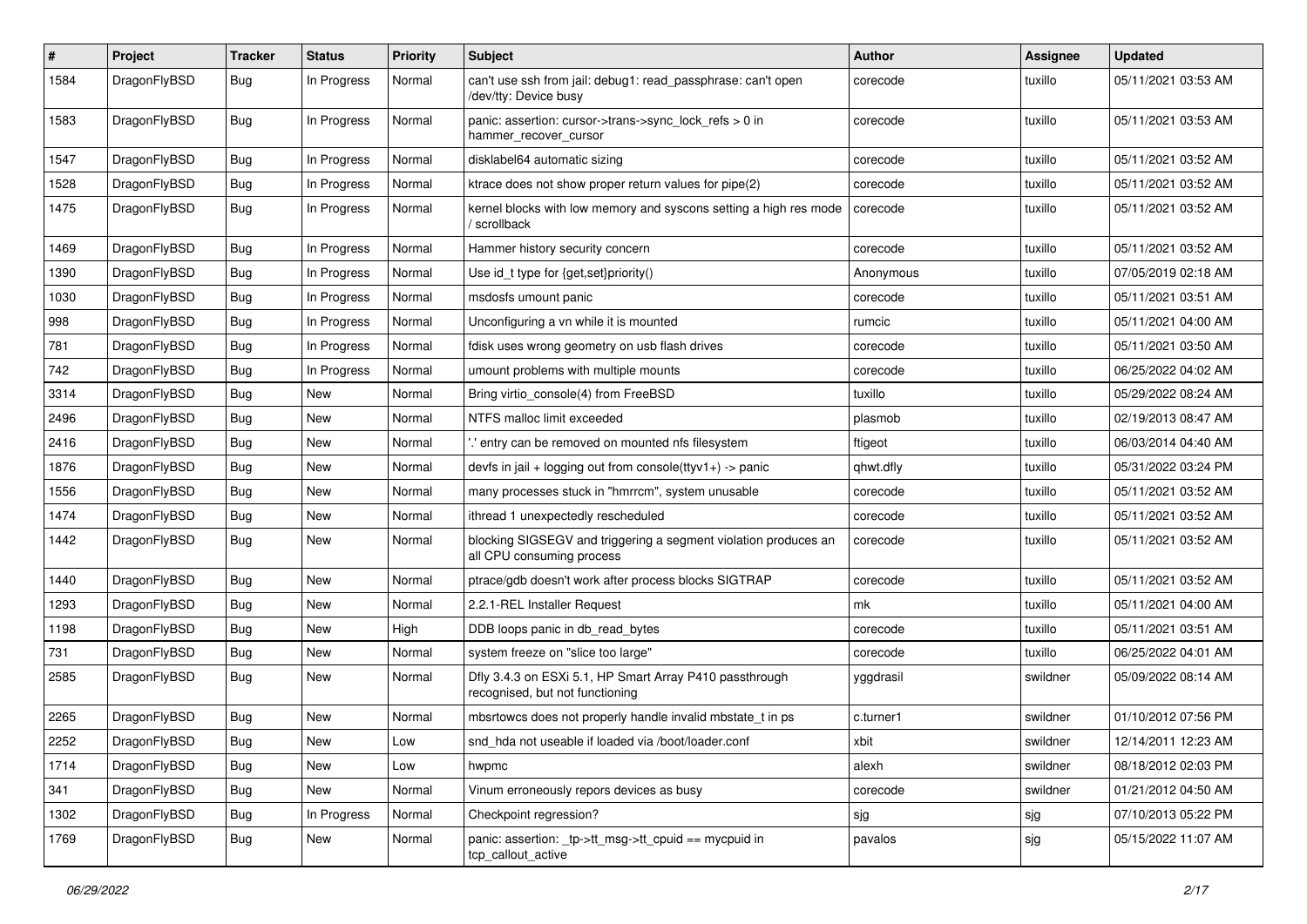| # | Project | Tracker | Status | Priority | Subject | Author | Assignee | Updated |
|---|---|---|---|---|---|---|---|---|
| 1584 | DragonFlyBSD | Bug | In Progress | Normal | can't use ssh from jail: debug1: read_passphrase: can't open /dev/tty: Device busy | corecode | tuxillo | 05/11/2021 03:53 AM |
| 1583 | DragonFlyBSD | Bug | In Progress | Normal | panic: assertion: cursor->trans->sync_lock_refs > 0 in hammer_recover_cursor | corecode | tuxillo | 05/11/2021 03:53 AM |
| 1547 | DragonFlyBSD | Bug | In Progress | Normal | disklabel64 automatic sizing | corecode | tuxillo | 05/11/2021 03:52 AM |
| 1528 | DragonFlyBSD | Bug | In Progress | Normal | ktrace does not show proper return values for pipe(2) | corecode | tuxillo | 05/11/2021 03:52 AM |
| 1475 | DragonFlyBSD | Bug | In Progress | Normal | kernel blocks with low memory and syscons setting a high res mode / scrollback | corecode | tuxillo | 05/11/2021 03:52 AM |
| 1469 | DragonFlyBSD | Bug | In Progress | Normal | Hammer history security concern | corecode | tuxillo | 05/11/2021 03:52 AM |
| 1390 | DragonFlyBSD | Bug | In Progress | Normal | Use id_t type for {get,set}priority() | Anonymous | tuxillo | 07/05/2019 02:18 AM |
| 1030 | DragonFlyBSD | Bug | In Progress | Normal | msdosfs umount panic | corecode | tuxillo | 05/11/2021 03:51 AM |
| 998 | DragonFlyBSD | Bug | In Progress | Normal | Unconfiguring a vn while it is mounted | rumcic | tuxillo | 05/11/2021 04:00 AM |
| 781 | DragonFlyBSD | Bug | In Progress | Normal | fdisk uses wrong geometry on usb flash drives | corecode | tuxillo | 05/11/2021 03:50 AM |
| 742 | DragonFlyBSD | Bug | In Progress | Normal | umount problems with multiple mounts | corecode | tuxillo | 06/25/2022 04:02 AM |
| 3314 | DragonFlyBSD | Bug | New | Normal | Bring virtio_console(4) from FreeBSD | tuxillo | tuxillo | 05/29/2022 08:24 AM |
| 2496 | DragonFlyBSD | Bug | New | Normal | NTFS malloc limit exceeded | plasmob | tuxillo | 02/19/2013 08:47 AM |
| 2416 | DragonFlyBSD | Bug | New | Normal | '.' entry can be removed on mounted nfs filesystem | ftigeot | tuxillo | 06/03/2014 04:40 AM |
| 1876 | DragonFlyBSD | Bug | New | Normal | devfs in jail + logging out from console(ttyv1+) -> panic | qhwt.dfly | tuxillo | 05/31/2022 03:24 PM |
| 1556 | DragonFlyBSD | Bug | New | Normal | many processes stuck in "hmrrcm", system unusable | corecode | tuxillo | 05/11/2021 03:52 AM |
| 1474 | DragonFlyBSD | Bug | New | Normal | ithread 1 unexpectedly rescheduled | corecode | tuxillo | 05/11/2021 03:52 AM |
| 1442 | DragonFlyBSD | Bug | New | Normal | blocking SIGSEGV and triggering a segment violation produces an all CPU consuming process | corecode | tuxillo | 05/11/2021 03:52 AM |
| 1440 | DragonFlyBSD | Bug | New | Normal | ptrace/gdb doesn't work after process blocks SIGTRAP | corecode | tuxillo | 05/11/2021 03:52 AM |
| 1293 | DragonFlyBSD | Bug | New | Normal | 2.2.1-REL Installer Request | mk | tuxillo | 05/11/2021 04:00 AM |
| 1198 | DragonFlyBSD | Bug | New | High | DDB loops panic in db_read_bytes | corecode | tuxillo | 05/11/2021 03:51 AM |
| 731 | DragonFlyBSD | Bug | New | Normal | system freeze on "slice too large" | corecode | tuxillo | 06/25/2022 04:01 AM |
| 2585 | DragonFlyBSD | Bug | New | Normal | Dfly 3.4.3 on ESXi 5.1, HP Smart Array P410 passthrough recognised, but not functioning | yggdrasil | swildner | 05/09/2022 08:14 AM |
| 2265 | DragonFlyBSD | Bug | New | Normal | mbsrtowcs does not properly handle invalid mbstate_t in ps | c.turner1 | swildner | 01/10/2012 07:56 PM |
| 2252 | DragonFlyBSD | Bug | New | Low | snd_hda not useable if loaded via /boot/loader.conf | xbit | swildner | 12/14/2011 12:23 AM |
| 1714 | DragonFlyBSD | Bug | New | Low | hwpmc | alexh | swildner | 08/18/2012 02:03 PM |
| 341 | DragonFlyBSD | Bug | New | Normal | Vinum erroneously repors devices as busy | corecode | swildner | 01/21/2012 04:50 AM |
| 1302 | DragonFlyBSD | Bug | In Progress | Normal | Checkpoint regression? | sjg | sjg | 07/10/2013 05:22 PM |
| 1769 | DragonFlyBSD | Bug | New | Normal | panic: assertion: _tp->tt_msg->tt_cpuid == mycpuid in tcp_callout_active | pavalos | sjg | 05/15/2022 11:07 AM |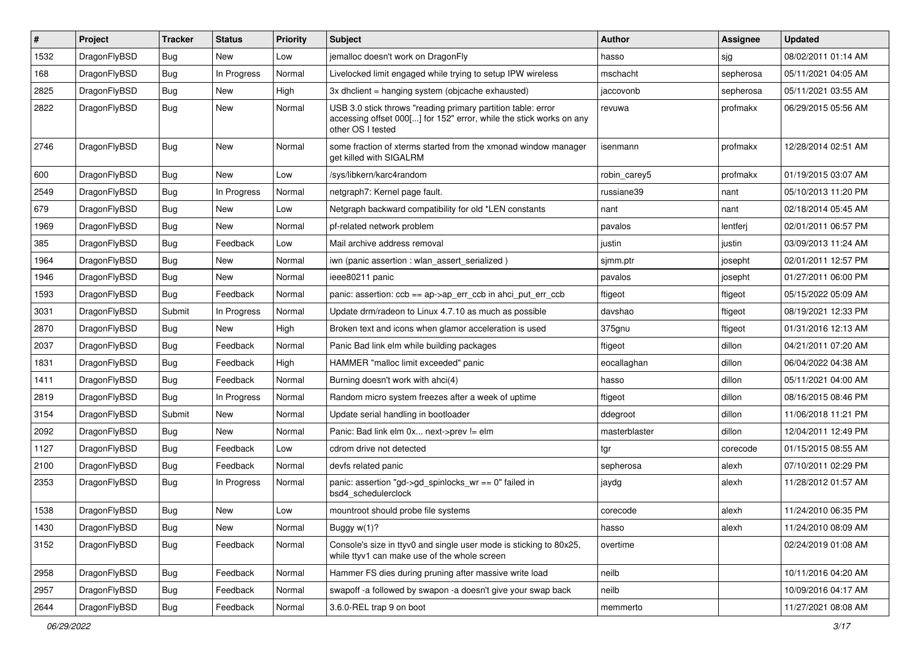| # | Project | Tracker | Status | Priority | Subject | Author | Assignee | Updated |
|---|---|---|---|---|---|---|---|---|
| 1532 | DragonFlyBSD | Bug | New | Low | jemalloc doesn't work on DragonFly | hasso | sjg | 08/02/2011 01:14 AM |
| 168 | DragonFlyBSD | Bug | In Progress | Normal | Livelocked limit engaged while trying to setup IPW wireless | mschacht | sepherosa | 05/11/2021 04:05 AM |
| 2825 | DragonFlyBSD | Bug | New | High | 3x dhclient = hanging system (objcache exhausted) | jaccovonb | sepherosa | 05/11/2021 03:55 AM |
| 2822 | DragonFlyBSD | Bug | New | Normal | USB 3.0 stick throws "reading primary partition table: error accessing offset 000[...] for 152" error, while the stick works on any other OS I tested | revuwa | profmakx | 06/29/2015 05:56 AM |
| 2746 | DragonFlyBSD | Bug | New | Normal | some fraction of xterms started from the xmonad window manager get killed with SIGALRM | isenmann | profmakx | 12/28/2014 02:51 AM |
| 600 | DragonFlyBSD | Bug | New | Low | /sys/libkern/karc4random | robin_carey5 | profmakx | 01/19/2015 03:07 AM |
| 2549 | DragonFlyBSD | Bug | In Progress | Normal | netgraph7: Kernel page fault. | russiane39 | nant | 05/10/2013 11:20 PM |
| 679 | DragonFlyBSD | Bug | New | Low | Netgraph backward compatibility for old *LEN constants | nant | nant | 02/18/2014 05:45 AM |
| 1969 | DragonFlyBSD | Bug | New | Normal | pf-related network problem | pavalos | lentferj | 02/01/2011 06:57 PM |
| 385 | DragonFlyBSD | Bug | Feedback | Low | Mail archive address removal | justin | justin | 03/09/2013 11:24 AM |
| 1964 | DragonFlyBSD | Bug | New | Normal | iwn (panic assertion : wlan_assert_serialized ) | sjmm.ptr | josepht | 02/01/2011 12:57 PM |
| 1946 | DragonFlyBSD | Bug | New | Normal | ieee80211 panic | pavalos | josepht | 01/27/2011 06:00 PM |
| 1593 | DragonFlyBSD | Bug | Feedback | Normal | panic: assertion: ccb == ap->ap_err_ccb in ahci_put_err_ccb | ftigeot | ftigeot | 05/15/2022 05:09 AM |
| 3031 | DragonFlyBSD | Submit | In Progress | Normal | Update drm/radeon to Linux 4.7.10 as much as possible | davshao | ftigeot | 08/19/2021 12:33 PM |
| 2870 | DragonFlyBSD | Bug | New | High | Broken text and icons when glamor acceleration is used | 375gnu | ftigeot | 01/31/2016 12:13 AM |
| 2037 | DragonFlyBSD | Bug | Feedback | Normal | Panic Bad link elm while building packages | ftigeot | dillon | 04/21/2011 07:20 AM |
| 1831 | DragonFlyBSD | Bug | Feedback | High | HAMMER "malloc limit exceeded" panic | eocallaghan | dillon | 06/04/2022 04:38 AM |
| 1411 | DragonFlyBSD | Bug | Feedback | Normal | Burning doesn't work with ahci(4) | hasso | dillon | 05/11/2021 04:00 AM |
| 2819 | DragonFlyBSD | Bug | In Progress | Normal | Random micro system freezes after a week of uptime | ftigeot | dillon | 08/16/2015 08:46 PM |
| 3154 | DragonFlyBSD | Submit | New | Normal | Update serial handling in bootloader | ddegroot | dillon | 11/06/2018 11:21 PM |
| 2092 | DragonFlyBSD | Bug | New | Normal | Panic: Bad link elm 0x... next->prev != elm | masterblaster | dillon | 12/04/2011 12:49 PM |
| 1127 | DragonFlyBSD | Bug | Feedback | Low | cdrom drive not detected | tgr | corecode | 01/15/2015 08:55 AM |
| 2100 | DragonFlyBSD | Bug | Feedback | Normal | devfs related panic | sepherosa | alexh | 07/10/2011 02:29 PM |
| 2353 | DragonFlyBSD | Bug | In Progress | Normal | panic: assertion "gd->gd_spinlocks_wr == 0" failed in bsd4_schedulerclock | jaydg | alexh | 11/28/2012 01:57 AM |
| 1538 | DragonFlyBSD | Bug | New | Low | mountroot should probe file systems | corecode | alexh | 11/24/2010 06:35 PM |
| 1430 | DragonFlyBSD | Bug | New | Normal | Buggy w(1)? | hasso | alexh | 11/24/2010 08:09 AM |
| 3152 | DragonFlyBSD | Bug | Feedback | Normal | Console's size in ttyv0 and single user mode is sticking to 80x25, while ttyv1 can make use of the whole screen | overtime | | 02/24/2019 01:08 AM |
| 2958 | DragonFlyBSD | Bug | Feedback | Normal | Hammer FS dies during pruning after massive write load | neilb | | 10/11/2016 04:20 AM |
| 2957 | DragonFlyBSD | Bug | Feedback | Normal | swapoff -a followed by swapon -a doesn't give your swap back | neilb | | 10/09/2016 04:17 AM |
| 2644 | DragonFlyBSD | Bug | Feedback | Normal | 3.6.0-REL trap 9 on boot | memmerto | | 11/27/2021 08:08 AM |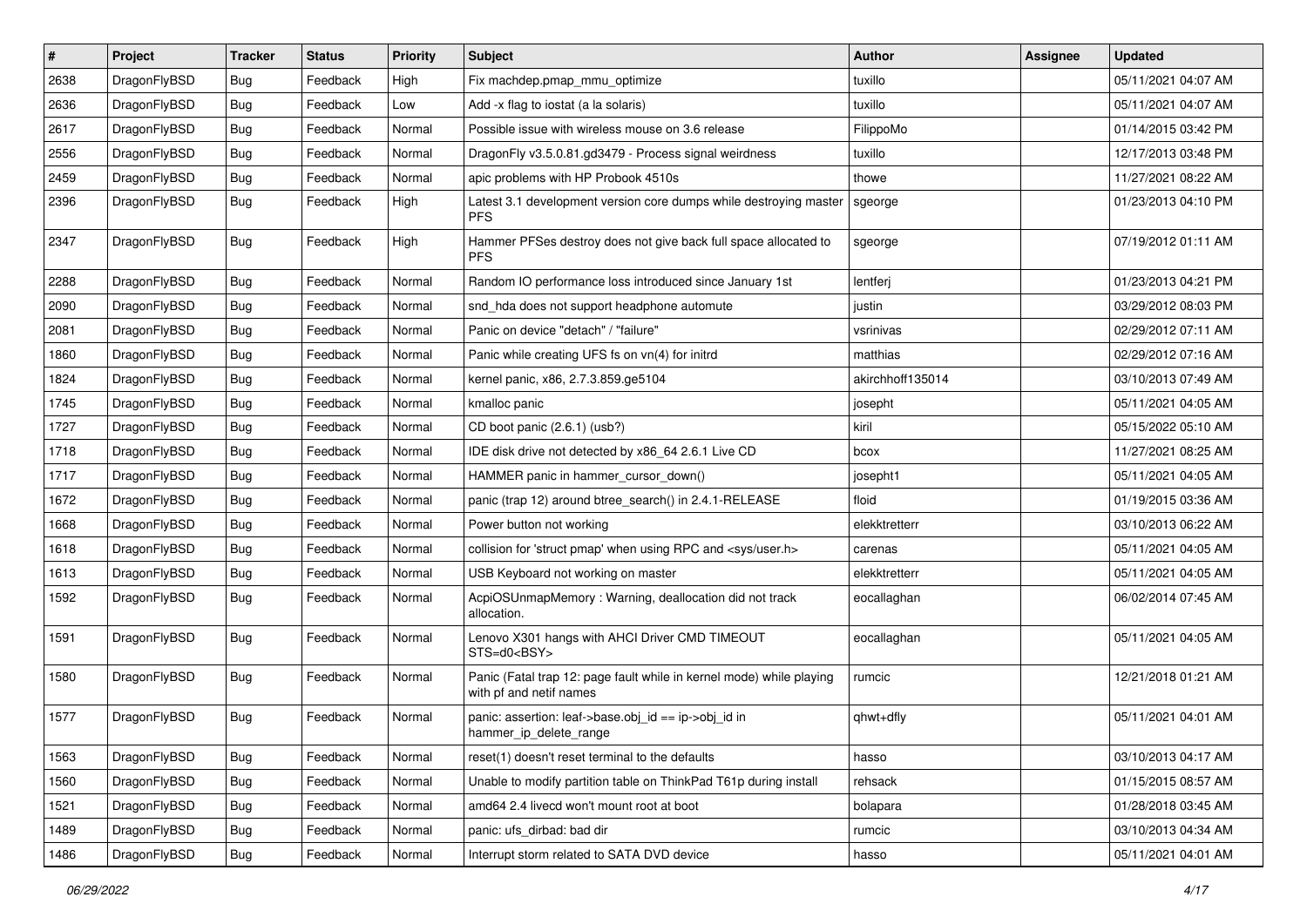| # | Project | Tracker | Status | Priority | Subject | Author | Assignee | Updated |
| --- | --- | --- | --- | --- | --- | --- | --- | --- |
| 2638 | DragonFlyBSD | Bug | Feedback | High | Fix machdep.pmap_mmu_optimize | tuxillo | | 05/11/2021 04:07 AM |
| 2636 | DragonFlyBSD | Bug | Feedback | Low | Add -x flag to iostat (a la solaris) | tuxillo | | 05/11/2021 04:07 AM |
| 2617 | DragonFlyBSD | Bug | Feedback | Normal | Possible issue with wireless mouse on 3.6 release | FilippoMo | | 01/14/2015 03:42 PM |
| 2556 | DragonFlyBSD | Bug | Feedback | Normal | DragonFly v3.5.0.81.gd3479 - Process signal weirdness | tuxillo | | 12/17/2013 03:48 PM |
| 2459 | DragonFlyBSD | Bug | Feedback | Normal | apic problems with HP Probook 4510s | thowe | | 11/27/2021 08:22 AM |
| 2396 | DragonFlyBSD | Bug | Feedback | High | Latest 3.1 development version core dumps while destroying master PFS | sgeorge | | 01/23/2013 04:10 PM |
| 2347 | DragonFlyBSD | Bug | Feedback | High | Hammer PFSes destroy does not give back full space allocated to PFS | sgeorge | | 07/19/2012 01:11 AM |
| 2288 | DragonFlyBSD | Bug | Feedback | Normal | Random IO performance loss introduced since January 1st | lentferj | | 01/23/2013 04:21 PM |
| 2090 | DragonFlyBSD | Bug | Feedback | Normal | snd_hda does not support headphone automute | justin | | 03/29/2012 08:03 PM |
| 2081 | DragonFlyBSD | Bug | Feedback | Normal | Panic on device "detach" / "failure" | vsrinivas | | 02/29/2012 07:11 AM |
| 1860 | DragonFlyBSD | Bug | Feedback | Normal | Panic while creating UFS fs on vn(4) for initrd | matthias | | 02/29/2012 07:16 AM |
| 1824 | DragonFlyBSD | Bug | Feedback | Normal | kernel panic, x86, 2.7.3.859.ge5104 | akirchhoff135014 | | 03/10/2013 07:49 AM |
| 1745 | DragonFlyBSD | Bug | Feedback | Normal | kmalloc panic | josepht | | 05/11/2021 04:05 AM |
| 1727 | DragonFlyBSD | Bug | Feedback | Normal | CD boot panic (2.6.1) (usb?) | kiril | | 05/15/2022 05:10 AM |
| 1718 | DragonFlyBSD | Bug | Feedback | Normal | IDE disk drive not detected by x86_64 2.6.1 Live CD | bcox | | 11/27/2021 08:25 AM |
| 1717 | DragonFlyBSD | Bug | Feedback | Normal | HAMMER panic in hammer_cursor_down() | josepht1 | | 05/11/2021 04:05 AM |
| 1672 | DragonFlyBSD | Bug | Feedback | Normal | panic (trap 12) around btree_search() in 2.4.1-RELEASE | floid | | 01/19/2015 03:36 AM |
| 1668 | DragonFlyBSD | Bug | Feedback | Normal | Power button not working | elekktretterr | | 03/10/2013 06:22 AM |
| 1618 | DragonFlyBSD | Bug | Feedback | Normal | collision for 'struct pmap' when using RPC and <sys/user.h> | carenas | | 05/11/2021 04:05 AM |
| 1613 | DragonFlyBSD | Bug | Feedback | Normal | USB Keyboard not working on master | elekktretterr | | 05/11/2021 04:05 AM |
| 1592 | DragonFlyBSD | Bug | Feedback | Normal | AcpiOSUnmapMemory : Warning, deallocation did not track allocation. | eocallaghan | | 06/02/2014 07:45 AM |
| 1591 | DragonFlyBSD | Bug | Feedback | Normal | Lenovo X301 hangs with AHCI Driver CMD TIMEOUT STS=d0<BSY> | eocallaghan | | 05/11/2021 04:05 AM |
| 1580 | DragonFlyBSD | Bug | Feedback | Normal | Panic (Fatal trap 12: page fault while in kernel mode) while playing with pf and netif names | rumcic | | 12/21/2018 01:21 AM |
| 1577 | DragonFlyBSD | Bug | Feedback | Normal | panic: assertion: leaf->base.obj_id == ip->obj_id in hammer_ip_delete_range | qhwt+dfly | | 05/11/2021 04:01 AM |
| 1563 | DragonFlyBSD | Bug | Feedback | Normal | reset(1) doesn't reset terminal to the defaults | hasso | | 03/10/2013 04:17 AM |
| 1560 | DragonFlyBSD | Bug | Feedback | Normal | Unable to modify partition table on ThinkPad T61p during install | rehsack | | 01/15/2015 08:57 AM |
| 1521 | DragonFlyBSD | Bug | Feedback | Normal | amd64 2.4 livecd won't mount root at boot | bolapara | | 01/28/2018 03:45 AM |
| 1489 | DragonFlyBSD | Bug | Feedback | Normal | panic: ufs_dirbad: bad dir | rumcic | | 03/10/2013 04:34 AM |
| 1486 | DragonFlyBSD | Bug | Feedback | Normal | Interrupt storm related to SATA DVD device | hasso | | 05/11/2021 04:01 AM |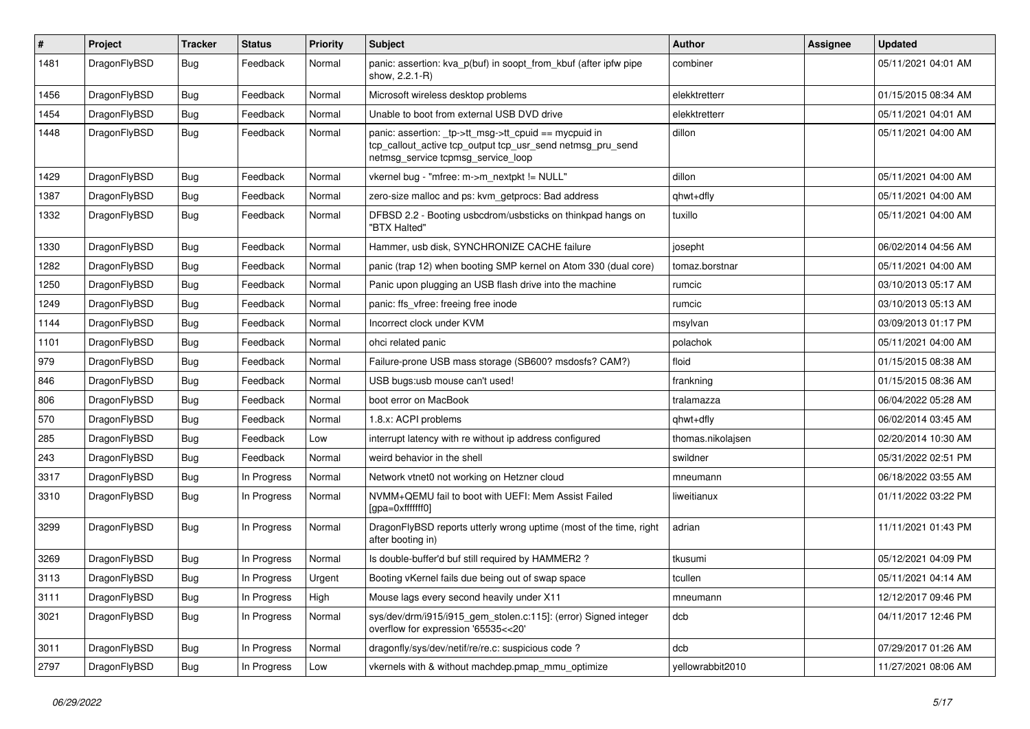| # | Project | Tracker | Status | Priority | Subject | Author | Assignee | Updated |
|---|---|---|---|---|---|---|---|---|
| 1481 | DragonFlyBSD | Bug | Feedback | Normal | panic: assertion: kva_p(buf) in soopt_from_kbuf (after ipfw pipe show, 2.2.1-R) | combiner | | 05/11/2021 04:01 AM |
| 1456 | DragonFlyBSD | Bug | Feedback | Normal | Microsoft wireless desktop problems | elekktretterr | | 01/15/2015 08:34 AM |
| 1454 | DragonFlyBSD | Bug | Feedback | Normal | Unable to boot from external USB DVD drive | elekktretterr | | 05/11/2021 04:01 AM |
| 1448 | DragonFlyBSD | Bug | Feedback | Normal | panic: assertion: _tp->tt_msg->tt_cpuid == mycpuid in tcp_callout_active tcp_output tcp_usr_send netmsg_pru_send netmsg_service tcpmsg_service_loop | dillon | | 05/11/2021 04:00 AM |
| 1429 | DragonFlyBSD | Bug | Feedback | Normal | vkernel bug - "mfree: m->m_nextpkt != NULL" | dillon | | 05/11/2021 04:00 AM |
| 1387 | DragonFlyBSD | Bug | Feedback | Normal | zero-size malloc and ps: kvm_getprocs: Bad address | qhwt+dfly | | 05/11/2021 04:00 AM |
| 1332 | DragonFlyBSD | Bug | Feedback | Normal | DFBSD 2.2 - Booting usbcdrom/usbsticks on thinkpad hangs on "BTX Halted" | tuxillo | | 05/11/2021 04:00 AM |
| 1330 | DragonFlyBSD | Bug | Feedback | Normal | Hammer, usb disk, SYNCHRONIZE CACHE failure | josepht | | 06/02/2014 04:56 AM |
| 1282 | DragonFlyBSD | Bug | Feedback | Normal | panic (trap 12) when booting SMP kernel on Atom 330 (dual core) | tomaz.borstnar | | 05/11/2021 04:00 AM |
| 1250 | DragonFlyBSD | Bug | Feedback | Normal | Panic upon plugging an USB flash drive into the machine | rumcic | | 03/10/2013 05:17 AM |
| 1249 | DragonFlyBSD | Bug | Feedback | Normal | panic: ffs_vfree: freeing free inode | rumcic | | 03/10/2013 05:13 AM |
| 1144 | DragonFlyBSD | Bug | Feedback | Normal | Incorrect clock under KVM | msylvan | | 03/09/2013 01:17 PM |
| 1101 | DragonFlyBSD | Bug | Feedback | Normal | ohci related panic | polachok | | 05/11/2021 04:00 AM |
| 979 | DragonFlyBSD | Bug | Feedback | Normal | Failure-prone USB mass storage (SB600? msdosfs? CAM?) | floid | | 01/15/2015 08:38 AM |
| 846 | DragonFlyBSD | Bug | Feedback | Normal | USB bugs:usb mouse can't used! | frankning | | 01/15/2015 08:36 AM |
| 806 | DragonFlyBSD | Bug | Feedback | Normal | boot error on MacBook | tralamazza | | 06/04/2022 05:28 AM |
| 570 | DragonFlyBSD | Bug | Feedback | Normal | 1.8.x: ACPI problems | qhwt+dfly | | 06/02/2014 03:45 AM |
| 285 | DragonFlyBSD | Bug | Feedback | Low | interrupt latency with re without ip address configured | thomas.nikolajsen | | 02/20/2014 10:30 AM |
| 243 | DragonFlyBSD | Bug | Feedback | Normal | weird behavior in the shell | swildner | | 05/31/2022 02:51 PM |
| 3317 | DragonFlyBSD | Bug | In Progress | Normal | Network vtnet0 not working on Hetzner cloud | mneumann | | 06/18/2022 03:55 AM |
| 3310 | DragonFlyBSD | Bug | In Progress | Normal | NVMM+QEMU fail to boot with UEFI: Mem Assist Failed [gpa=0xfffffff0] | liweitianux | | 01/11/2022 03:22 PM |
| 3299 | DragonFlyBSD | Bug | In Progress | Normal | DragonFlyBSD reports utterly wrong uptime (most of the time, right after booting in) | adrian | | 11/11/2021 01:43 PM |
| 3269 | DragonFlyBSD | Bug | In Progress | Normal | Is double-buffer'd buf still required by HAMMER2 ? | tkusumi | | 05/12/2021 04:09 PM |
| 3113 | DragonFlyBSD | Bug | In Progress | Urgent | Booting vKernel fails due being out of swap space | tcullen | | 05/11/2021 04:14 AM |
| 3111 | DragonFlyBSD | Bug | In Progress | High | Mouse lags every second heavily under X11 | mneumann | | 12/12/2017 09:46 PM |
| 3021 | DragonFlyBSD | Bug | In Progress | Normal | sys/dev/drm/i915/i915_gem_stolen.c:115]: (error) Signed integer overflow for expression '65535<<20' | dcb | | 04/11/2017 12:46 PM |
| 3011 | DragonFlyBSD | Bug | In Progress | Normal | dragonfly/sys/dev/netif/re/re.c: suspicious code ? | dcb | | 07/29/2017 01:26 AM |
| 2797 | DragonFlyBSD | Bug | In Progress | Low | vkernels with & without machdep.pmap_mmu_optimize | yellowrabbit2010 | | 11/27/2021 08:06 AM |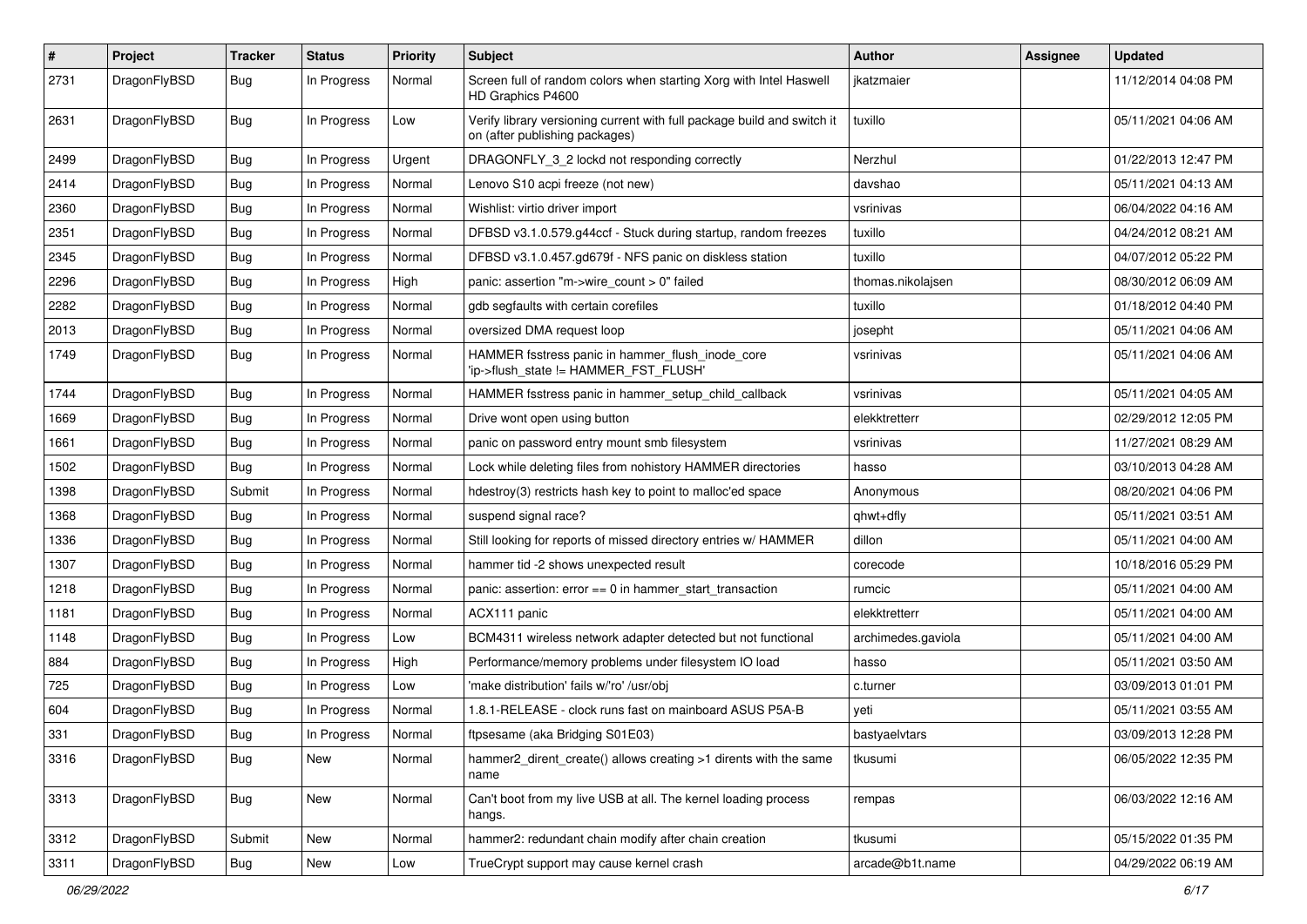| # | Project | Tracker | Status | Priority | Subject | Author | Assignee | Updated |
|---|---|---|---|---|---|---|---|---|
| 2731 | DragonFlyBSD | Bug | In Progress | Normal | Screen full of random colors when starting Xorg with Intel Haswell HD Graphics P4600 | jkatzmaier | | 11/12/2014 04:08 PM |
| 2631 | DragonFlyBSD | Bug | In Progress | Low | Verify library versioning current with full package build and switch it on (after publishing packages) | tuxillo | | 05/11/2021 04:06 AM |
| 2499 | DragonFlyBSD | Bug | In Progress | Urgent | DRAGONFLY_3_2 lockd not responding correctly | Nerzhul | | 01/22/2013 12:47 PM |
| 2414 | DragonFlyBSD | Bug | In Progress | Normal | Lenovo S10 acpi freeze (not new) | davshao | | 05/11/2021 04:13 AM |
| 2360 | DragonFlyBSD | Bug | In Progress | Normal | Wishlist: virtio driver import | vsrinivas | | 06/04/2022 04:16 AM |
| 2351 | DragonFlyBSD | Bug | In Progress | Normal | DFBSD v3.1.0.579.g44ccf - Stuck during startup, random freezes | tuxillo | | 04/24/2012 08:21 AM |
| 2345 | DragonFlyBSD | Bug | In Progress | Normal | DFBSD v3.1.0.457.gd679f - NFS panic on diskless station | tuxillo | | 04/07/2012 05:22 PM |
| 2296 | DragonFlyBSD | Bug | In Progress | High | panic: assertion "m->wire_count > 0" failed | thomas.nikolajsen | | 08/30/2012 06:09 AM |
| 2282 | DragonFlyBSD | Bug | In Progress | Normal | gdb segfaults with certain corefiles | tuxillo | | 01/18/2012 04:40 PM |
| 2013 | DragonFlyBSD | Bug | In Progress | Normal | oversized DMA request loop | josepht | | 05/11/2021 04:06 AM |
| 1749 | DragonFlyBSD | Bug | In Progress | Normal | HAMMER fsstress panic in hammer_flush_inode_core 'ip->flush_state != HAMMER_FST_FLUSH' | vsrinivas | | 05/11/2021 04:06 AM |
| 1744 | DragonFlyBSD | Bug | In Progress | Normal | HAMMER fsstress panic in hammer_setup_child_callback | vsrinivas | | 05/11/2021 04:05 AM |
| 1669 | DragonFlyBSD | Bug | In Progress | Normal | Drive wont open using button | elekktretterr | | 02/29/2012 12:05 PM |
| 1661 | DragonFlyBSD | Bug | In Progress | Normal | panic on password entry mount smb filesystem | vsrinivas | | 11/27/2021 08:29 AM |
| 1502 | DragonFlyBSD | Bug | In Progress | Normal | Lock while deleting files from nohistory HAMMER directories | hasso | | 03/10/2013 04:28 AM |
| 1398 | DragonFlyBSD | Submit | In Progress | Normal | hdestroy(3) restricts hash key to point to malloc'ed space | Anonymous | | 08/20/2021 04:06 PM |
| 1368 | DragonFlyBSD | Bug | In Progress | Normal | suspend signal race? | qhwt+dfly | | 05/11/2021 03:51 AM |
| 1336 | DragonFlyBSD | Bug | In Progress | Normal | Still looking for reports of missed directory entries w/ HAMMER | dillon | | 05/11/2021 04:00 AM |
| 1307 | DragonFlyBSD | Bug | In Progress | Normal | hammer tid -2 shows unexpected result | corecode | | 10/18/2016 05:29 PM |
| 1218 | DragonFlyBSD | Bug | In Progress | Normal | panic: assertion: error == 0 in hammer_start_transaction | rumcic | | 05/11/2021 04:00 AM |
| 1181 | DragonFlyBSD | Bug | In Progress | Normal | ACX111 panic | elekktretterr | | 05/11/2021 04:00 AM |
| 1148 | DragonFlyBSD | Bug | In Progress | Low | BCM4311 wireless network adapter detected but not functional | archimedes.gaviola | | 05/11/2021 04:00 AM |
| 884 | DragonFlyBSD | Bug | In Progress | High | Performance/memory problems under filesystem IO load | hasso | | 05/11/2021 03:50 AM |
| 725 | DragonFlyBSD | Bug | In Progress | Low | 'make distribution' fails w/'ro' /usr/obj | c.turner | | 03/09/2013 01:01 PM |
| 604 | DragonFlyBSD | Bug | In Progress | Normal | 1.8.1-RELEASE - clock runs fast on mainboard ASUS P5A-B | yeti | | 05/11/2021 03:55 AM |
| 331 | DragonFlyBSD | Bug | In Progress | Normal | ftpsesame (aka Bridging S01E03) | bastyaelvtars | | 03/09/2013 12:28 PM |
| 3316 | DragonFlyBSD | Bug | New | Normal | hammer2_dirent_create() allows creating >1 dirents with the same name | tkusumi | | 06/05/2022 12:35 PM |
| 3313 | DragonFlyBSD | Bug | New | Normal | Can't boot from my live USB at all. The kernel loading process hangs. | rempas | | 06/03/2022 12:16 AM |
| 3312 | DragonFlyBSD | Submit | New | Normal | hammer2: redundant chain modify after chain creation | tkusumi | | 05/15/2022 01:35 PM |
| 3311 | DragonFlyBSD | Bug | New | Low | TrueCrypt support may cause kernel crash | arcade@b1t.name | | 04/29/2022 06:19 AM |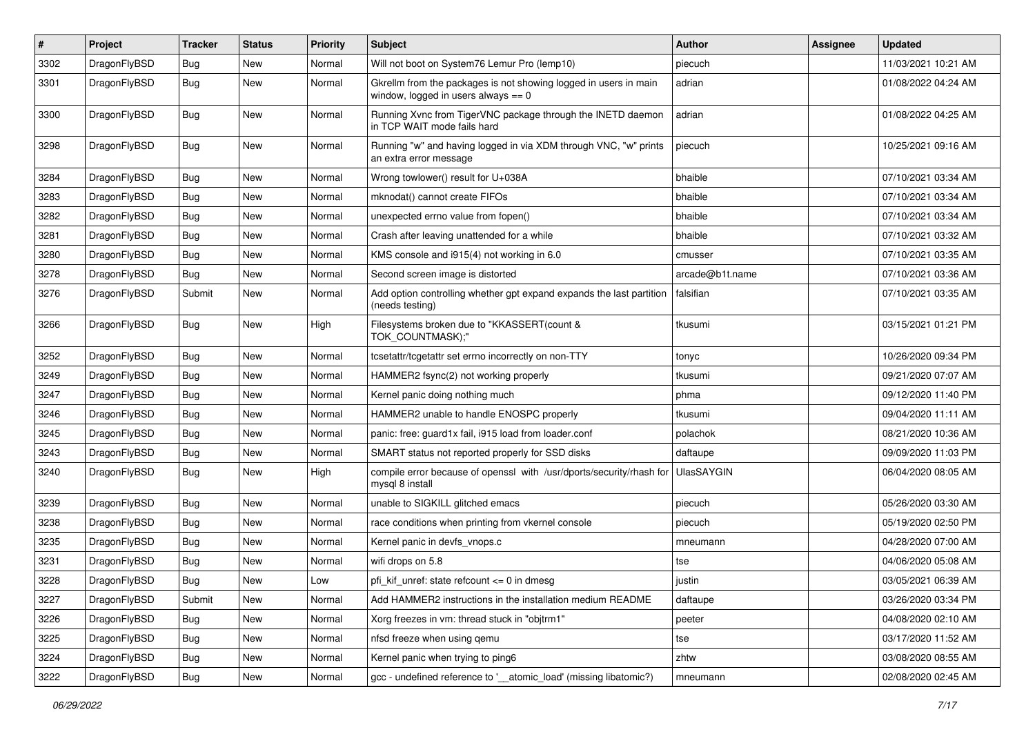| # | Project | Tracker | Status | Priority | Subject | Author | Assignee | Updated |
|---|---|---|---|---|---|---|---|---|
| 3302 | DragonFlyBSD | Bug | New | Normal | Will not boot on System76 Lemur Pro (lemp10) | piecuch | | 11/03/2021 10:21 AM |
| 3301 | DragonFlyBSD | Bug | New | Normal | Gkrellm from the packages is not showing logged in users in main window, logged in users always == 0 | adrian | | 01/08/2022 04:24 AM |
| 3300 | DragonFlyBSD | Bug | New | Normal | Running Xvnc from TigerVNC package through the INETD daemon in TCP WAIT mode fails hard | adrian | | 01/08/2022 04:25 AM |
| 3298 | DragonFlyBSD | Bug | New | Normal | Running "w" and having logged in via XDM through VNC, "w" prints an extra error message | piecuch | | 10/25/2021 09:16 AM |
| 3284 | DragonFlyBSD | Bug | New | Normal | Wrong towlower() result for U+038A | bhaible | | 07/10/2021 03:34 AM |
| 3283 | DragonFlyBSD | Bug | New | Normal | mknodat() cannot create FIFOs | bhaible | | 07/10/2021 03:34 AM |
| 3282 | DragonFlyBSD | Bug | New | Normal | unexpected errno value from fopen() | bhaible | | 07/10/2021 03:34 AM |
| 3281 | DragonFlyBSD | Bug | New | Normal | Crash after leaving unattended for a while | bhaible | | 07/10/2021 03:32 AM |
| 3280 | DragonFlyBSD | Bug | New | Normal | KMS console and i915(4) not working in 6.0 | cmusser | | 07/10/2021 03:35 AM |
| 3278 | DragonFlyBSD | Bug | New | Normal | Second screen image is distorted | arcade@b1t.name | | 07/10/2021 03:36 AM |
| 3276 | DragonFlyBSD | Submit | New | Normal | Add option controlling whether gpt expand expands the last partition (needs testing) | falsifian | | 07/10/2021 03:35 AM |
| 3266 | DragonFlyBSD | Bug | New | High | Filesystems broken due to "KKASSERT(count & TOK_COUNTMASK);" | tkusumi | | 03/15/2021 01:21 PM |
| 3252 | DragonFlyBSD | Bug | New | Normal | tcsetattr/tcgetattr set errno incorrectly on non-TTY | tonyc | | 10/26/2020 09:34 PM |
| 3249 | DragonFlyBSD | Bug | New | Normal | HAMMER2 fsync(2) not working properly | tkusumi | | 09/21/2020 07:07 AM |
| 3247 | DragonFlyBSD | Bug | New | Normal | Kernel panic doing nothing much | phma | | 09/12/2020 11:40 PM |
| 3246 | DragonFlyBSD | Bug | New | Normal | HAMMER2 unable to handle ENOSPC properly | tkusumi | | 09/04/2020 11:11 AM |
| 3245 | DragonFlyBSD | Bug | New | Normal | panic: free: guard1x fail, i915 load from loader.conf | polachok | | 08/21/2020 10:36 AM |
| 3243 | DragonFlyBSD | Bug | New | Normal | SMART status not reported properly for SSD disks | daftaupe | | 09/09/2020 11:03 PM |
| 3240 | DragonFlyBSD | Bug | New | High | compile error because of openssl with /usr/dports/security/rhash for mysql 8 install | UlasSAYGIN | | 06/04/2020 08:05 AM |
| 3239 | DragonFlyBSD | Bug | New | Normal | unable to SIGKILL glitched emacs | piecuch | | 05/26/2020 03:30 AM |
| 3238 | DragonFlyBSD | Bug | New | Normal | race conditions when printing from vkernel console | piecuch | | 05/19/2020 02:50 PM |
| 3235 | DragonFlyBSD | Bug | New | Normal | Kernel panic in devfs_vnops.c | mneumann | | 04/28/2020 07:00 AM |
| 3231 | DragonFlyBSD | Bug | New | Normal | wifi drops on 5.8 | tse | | 04/06/2020 05:08 AM |
| 3228 | DragonFlyBSD | Bug | New | Low | pfi_kif_unref: state refcount <= 0 in dmesg | justin | | 03/05/2021 06:39 AM |
| 3227 | DragonFlyBSD | Submit | New | Normal | Add HAMMER2 instructions in the installation medium README | daftaupe | | 03/26/2020 03:34 PM |
| 3226 | DragonFlyBSD | Bug | New | Normal | Xorg freezes in vm: thread stuck in "objtrm1" | peeter | | 04/08/2020 02:10 AM |
| 3225 | DragonFlyBSD | Bug | New | Normal | nfsd freeze when using qemu | tse | | 03/17/2020 11:52 AM |
| 3224 | DragonFlyBSD | Bug | New | Normal | Kernel panic when trying to ping6 | zhtw | | 03/08/2020 08:55 AM |
| 3222 | DragonFlyBSD | Bug | New | Normal | gcc - undefined reference to '__atomic_load' (missing libatomic?) | mneumann | | 02/08/2020 02:45 AM |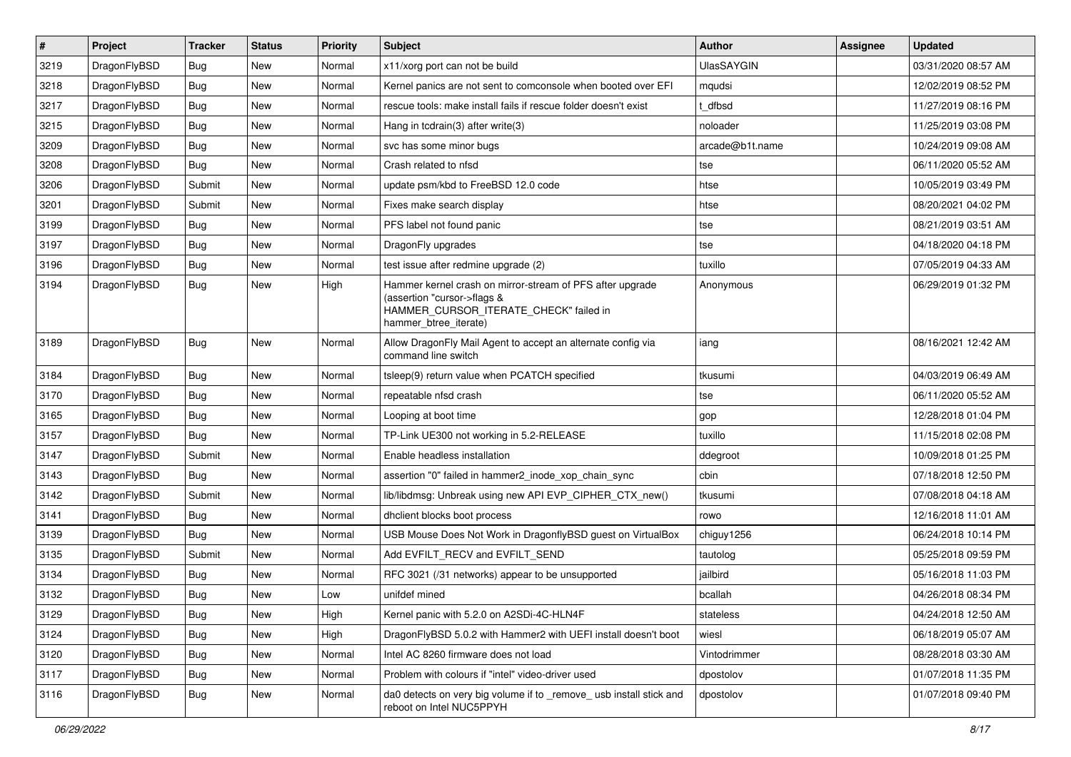| # | Project | Tracker | Status | Priority | Subject | Author | Assignee | Updated |
|---|---|---|---|---|---|---|---|---|
| 3219 | DragonFlyBSD | Bug | New | Normal | x11/xorg port can not be build | UlasSAYGIN | | 03/31/2020 08:57 AM |
| 3218 | DragonFlyBSD | Bug | New | Normal | Kernel panics are not sent to comconsole when booted over EFI | mqudsi | | 12/02/2019 08:52 PM |
| 3217 | DragonFlyBSD | Bug | New | Normal | rescue tools: make install fails if rescue folder doesn't exist | t_dfbsd | | 11/27/2019 08:16 PM |
| 3215 | DragonFlyBSD | Bug | New | Normal | Hang in tcdrain(3) after write(3) | noloader | | 11/25/2019 03:08 PM |
| 3209 | DragonFlyBSD | Bug | New | Normal | svc has some minor bugs | arcade@b1t.name | | 10/24/2019 09:08 AM |
| 3208 | DragonFlyBSD | Bug | New | Normal | Crash related to nfsd | tse | | 06/11/2020 05:52 AM |
| 3206 | DragonFlyBSD | Submit | New | Normal | update psm/kbd to FreeBSD 12.0 code | htse | | 10/05/2019 03:49 PM |
| 3201 | DragonFlyBSD | Submit | New | Normal | Fixes make search display | htse | | 08/20/2021 04:02 PM |
| 3199 | DragonFlyBSD | Bug | New | Normal | PFS label not found panic | tse | | 08/21/2019 03:51 AM |
| 3197 | DragonFlyBSD | Bug | New | Normal | DragonFly upgrades | tse | | 04/18/2020 04:18 PM |
| 3196 | DragonFlyBSD | Bug | New | Normal | test issue after redmine upgrade (2) | tuxillo | | 07/05/2019 04:33 AM |
| 3194 | DragonFlyBSD | Bug | New | High | Hammer kernel crash on mirror-stream of PFS after upgrade (assertion "cursor->flags & HAMMER_CURSOR_ITERATE_CHECK" failed in hammer_btree_iterate) | Anonymous | | 06/29/2019 01:32 PM |
| 3189 | DragonFlyBSD | Bug | New | Normal | Allow DragonFly Mail Agent to accept an alternate config via command line switch | iang | | 08/16/2021 12:42 AM |
| 3184 | DragonFlyBSD | Bug | New | Normal | tsleep(9) return value when PCATCH specified | tkusumi | | 04/03/2019 06:49 AM |
| 3170 | DragonFlyBSD | Bug | New | Normal | repeatable nfsd crash | tse | | 06/11/2020 05:52 AM |
| 3165 | DragonFlyBSD | Bug | New | Normal | Looping at boot time | gop | | 12/28/2018 01:04 PM |
| 3157 | DragonFlyBSD | Bug | New | Normal | TP-Link UE300 not working in 5.2-RELEASE | tuxillo | | 11/15/2018 02:08 PM |
| 3147 | DragonFlyBSD | Submit | New | Normal | Enable headless installation | ddegroot | | 10/09/2018 01:25 PM |
| 3143 | DragonFlyBSD | Bug | New | Normal | assertion "0" failed in hammer2_inode_xop_chain_sync | cbin | | 07/18/2018 12:50 PM |
| 3142 | DragonFlyBSD | Submit | New | Normal | lib/libdmsg: Unbreak using new API EVP_CIPHER_CTX_new() | tkusumi | | 07/08/2018 04:18 AM |
| 3141 | DragonFlyBSD | Bug | New | Normal | dhclient blocks boot process | rowo | | 12/16/2018 11:01 AM |
| 3139 | DragonFlyBSD | Bug | New | Normal | USB Mouse Does Not Work in DragonflyBSD guest on VirtualBox | chiguy1256 | | 06/24/2018 10:14 PM |
| 3135 | DragonFlyBSD | Submit | New | Normal | Add EVFILT_RECV and EVFILT_SEND | tautolog | | 05/25/2018 09:59 PM |
| 3134 | DragonFlyBSD | Bug | New | Normal | RFC 3021 (/31 networks) appear to be unsupported | jailbird | | 05/16/2018 11:03 PM |
| 3132 | DragonFlyBSD | Bug | New | Low | unifdef mined | bcallah | | 04/26/2018 08:34 PM |
| 3129 | DragonFlyBSD | Bug | New | High | Kernel panic with 5.2.0 on A2SDi-4C-HLN4F | stateless | | 04/24/2018 12:50 AM |
| 3124 | DragonFlyBSD | Bug | New | High | DragonFlyBSD 5.0.2 with Hammer2 with UEFI install doesn't boot | wiesl | | 06/18/2019 05:07 AM |
| 3120 | DragonFlyBSD | Bug | New | Normal | Intel AC 8260 firmware does not load | Vintodrimmer | | 08/28/2018 03:30 AM |
| 3117 | DragonFlyBSD | Bug | New | Normal | Problem with colours if "intel" video-driver used | dpostolov | | 01/07/2018 11:35 PM |
| 3116 | DragonFlyBSD | Bug | New | Normal | da0 detects on very big volume if to _remove_ usb install stick and reboot on Intel NUC5PPYH | dpostolov | | 01/07/2018 09:40 PM |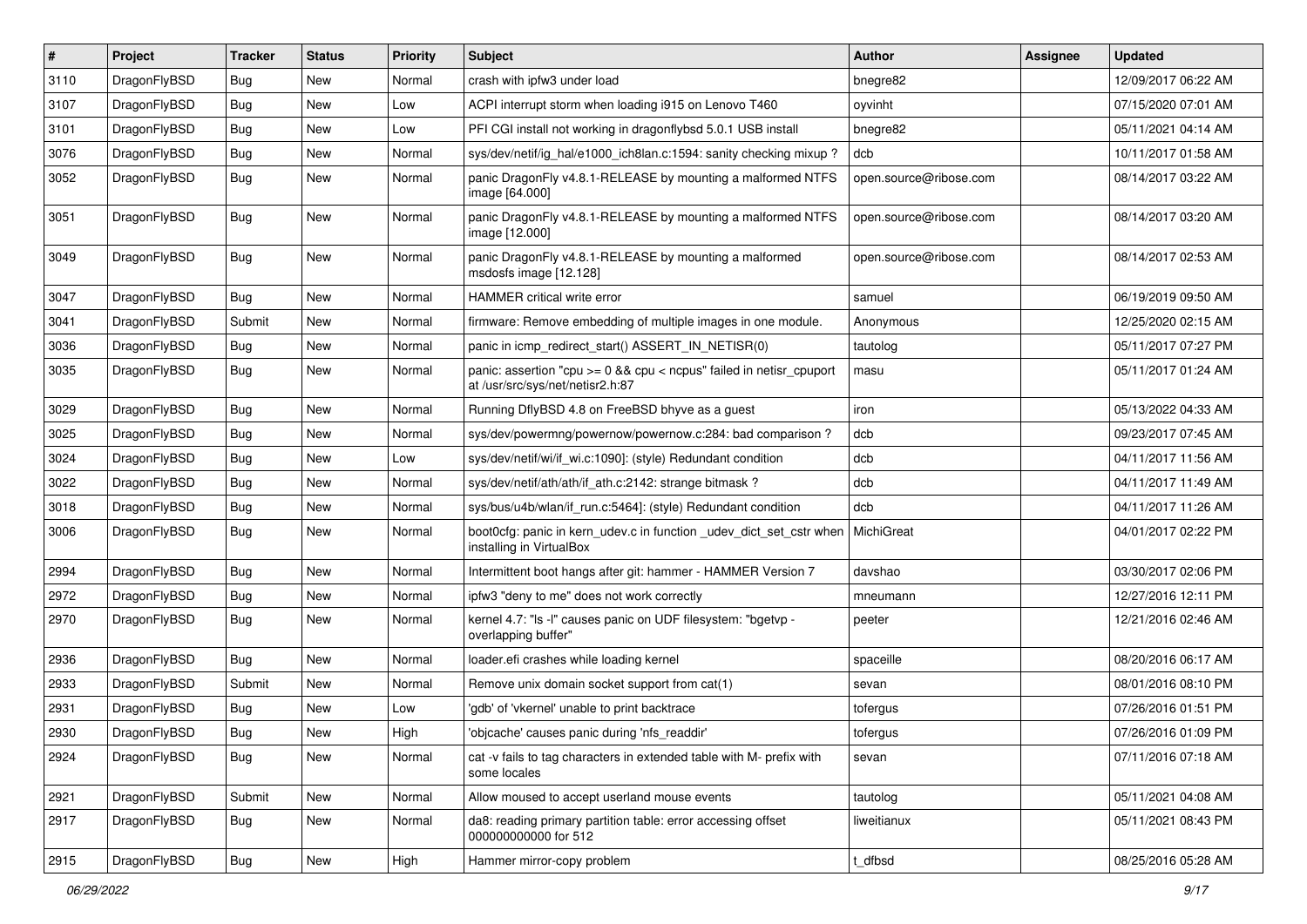| # | Project | Tracker | Status | Priority | Subject | Author | Assignee | Updated |
|---|---|---|---|---|---|---|---|---|
| 3110 | DragonFlyBSD | Bug | New | Normal | crash with ipfw3 under load | bnegre82 | | 12/09/2017 06:22 AM |
| 3107 | DragonFlyBSD | Bug | New | Low | ACPI interrupt storm when loading i915 on Lenovo T460 | oyvinht | | 07/15/2020 07:01 AM |
| 3101 | DragonFlyBSD | Bug | New | Low | PFI CGI install not working in dragonflybsd 5.0.1 USB install | bnegre82 | | 05/11/2021 04:14 AM |
| 3076 | DragonFlyBSD | Bug | New | Normal | sys/dev/netif/ig_hal/e1000_ich8lan.c:1594: sanity checking mixup ? | dcb | | 10/11/2017 01:58 AM |
| 3052 | DragonFlyBSD | Bug | New | Normal | panic DragonFly v4.8.1-RELEASE by mounting a malformed NTFS image [64.000] | open.source@ribose.com | | 08/14/2017 03:22 AM |
| 3051 | DragonFlyBSD | Bug | New | Normal | panic DragonFly v4.8.1-RELEASE by mounting a malformed NTFS image [12.000] | open.source@ribose.com | | 08/14/2017 03:20 AM |
| 3049 | DragonFlyBSD | Bug | New | Normal | panic DragonFly v4.8.1-RELEASE by mounting a malformed msdosfs image [12.128] | open.source@ribose.com | | 08/14/2017 02:53 AM |
| 3047 | DragonFlyBSD | Bug | New | Normal | HAMMER critical write error | samuel | | 06/19/2019 09:50 AM |
| 3041 | DragonFlyBSD | Submit | New | Normal | firmware: Remove embedding of multiple images in one module. | Anonymous | | 12/25/2020 02:15 AM |
| 3036 | DragonFlyBSD | Bug | New | Normal | panic in icmp_redirect_start() ASSERT_IN_NETISR(0) | tautolog | | 05/11/2017 07:27 PM |
| 3035 | DragonFlyBSD | Bug | New | Normal | panic: assertion "cpu >= 0 && cpu < ncpus" failed in netisr_cpuport at /usr/src/sys/net/netisr2.h:87 | masu | | 05/11/2017 01:24 AM |
| 3029 | DragonFlyBSD | Bug | New | Normal | Running DflyBSD 4.8 on FreeBSD bhyve as a guest | iron | | 05/13/2022 04:33 AM |
| 3025 | DragonFlyBSD | Bug | New | Normal | sys/dev/powermng/powernow/powernow.c:284: bad comparison ? | dcb | | 09/23/2017 07:45 AM |
| 3024 | DragonFlyBSD | Bug | New | Low | sys/dev/netif/wi/if_wi.c:1090]: (style) Redundant condition | dcb | | 04/11/2017 11:56 AM |
| 3022 | DragonFlyBSD | Bug | New | Normal | sys/dev/netif/ath/ath/if_ath.c:2142: strange bitmask ? | dcb | | 04/11/2017 11:49 AM |
| 3018 | DragonFlyBSD | Bug | New | Normal | sys/bus/u4b/wlan/if_run.c:5464]: (style) Redundant condition | dcb | | 04/11/2017 11:26 AM |
| 3006 | DragonFlyBSD | Bug | New | Normal | boot0cfg: panic in kern_udev.c in function _udev_dict_set_cstr when installing in VirtualBox | MichiGreat | | 04/01/2017 02:22 PM |
| 2994 | DragonFlyBSD | Bug | New | Normal | Intermittent boot hangs after git: hammer - HAMMER Version 7 | davshao | | 03/30/2017 02:06 PM |
| 2972 | DragonFlyBSD | Bug | New | Normal | ipfw3 "deny to me" does not work correctly | mneumann | | 12/27/2016 12:11 PM |
| 2970 | DragonFlyBSD | Bug | New | Normal | kernel 4.7: "ls -l" causes panic on UDF filesystem: "bgetvp - overlapping buffer" | peeter | | 12/21/2016 02:46 AM |
| 2936 | DragonFlyBSD | Bug | New | Normal | loader.efi crashes while loading kernel | spaceille | | 08/20/2016 06:17 AM |
| 2933 | DragonFlyBSD | Submit | New | Normal | Remove unix domain socket support from cat(1) | sevan | | 08/01/2016 08:10 PM |
| 2931 | DragonFlyBSD | Bug | New | Low | 'gdb' of 'vkernel' unable to print backtrace | tofergus | | 07/26/2016 01:51 PM |
| 2930 | DragonFlyBSD | Bug | New | High | 'objcache' causes panic during 'nfs_readdir' | tofergus | | 07/26/2016 01:09 PM |
| 2924 | DragonFlyBSD | Bug | New | Normal | cat -v fails to tag characters in extended table with M- prefix with some locales | sevan | | 07/11/2016 07:18 AM |
| 2921 | DragonFlyBSD | Submit | New | Normal | Allow moused to accept userland mouse events | tautolog | | 05/11/2021 04:08 AM |
| 2917 | DragonFlyBSD | Bug | New | Normal | da8: reading primary partition table: error accessing offset 000000000000 for 512 | liweitianux | | 05/11/2021 08:43 PM |
| 2915 | DragonFlyBSD | Bug | New | High | Hammer mirror-copy problem | t_dfbsd | | 08/25/2016 05:28 AM |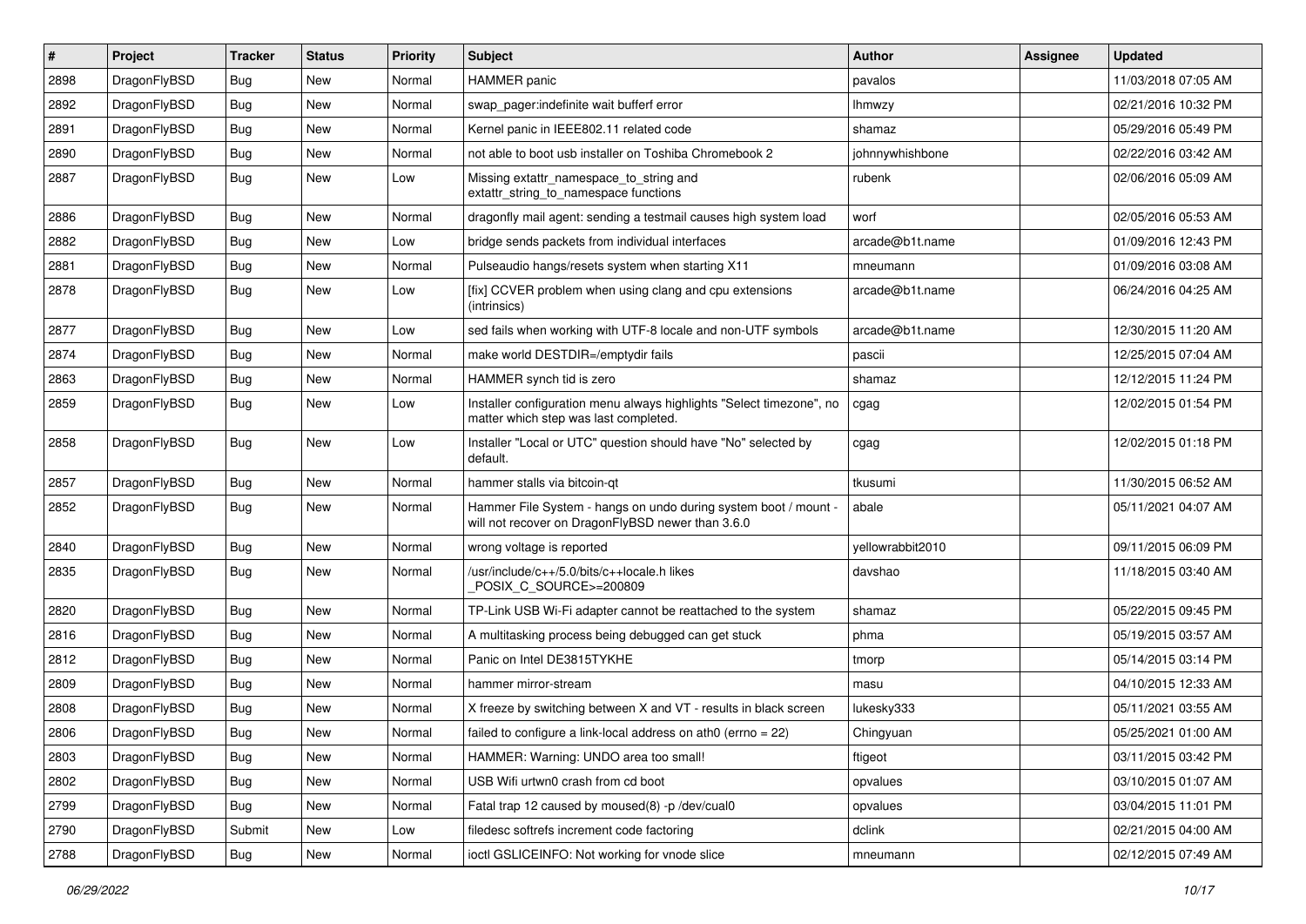| # | Project | Tracker | Status | Priority | Subject | Author | Assignee | Updated |
|---|---|---|---|---|---|---|---|---|
| 2898 | DragonFlyBSD | Bug | New | Normal | HAMMER panic | pavalos | | 11/03/2018 07:05 AM |
| 2892 | DragonFlyBSD | Bug | New | Normal | swap_pager:indefinite wait bufferf error | lhmwzy | | 02/21/2016 10:32 PM |
| 2891 | DragonFlyBSD | Bug | New | Normal | Kernel panic in IEEE802.11 related code | shamaz | | 05/29/2016 05:49 PM |
| 2890 | DragonFlyBSD | Bug | New | Normal | not able to boot usb installer on Toshiba Chromebook 2 | johnnywhishbone | | 02/22/2016 03:42 AM |
| 2887 | DragonFlyBSD | Bug | New | Low | Missing extattr_namespace_to_string and extattr_string_to_namespace functions | rubenk | | 02/06/2016 05:09 AM |
| 2886 | DragonFlyBSD | Bug | New | Normal | dragonfly mail agent: sending a testmail causes high system load | worf | | 02/05/2016 05:53 AM |
| 2882 | DragonFlyBSD | Bug | New | Low | bridge sends packets from individual interfaces | arcade@b1t.name | | 01/09/2016 12:43 PM |
| 2881 | DragonFlyBSD | Bug | New | Normal | Pulseaudio hangs/resets system when starting X11 | mneumann | | 01/09/2016 03:08 AM |
| 2878 | DragonFlyBSD | Bug | New | Low | [fix] CCVER problem when using clang and cpu extensions (intrinsics) | arcade@b1t.name | | 06/24/2016 04:25 AM |
| 2877 | DragonFlyBSD | Bug | New | Low | sed fails when working with UTF-8 locale and non-UTF symbols | arcade@b1t.name | | 12/30/2015 11:20 AM |
| 2874 | DragonFlyBSD | Bug | New | Normal | make world DESTDIR=/emptydir fails | pascii | | 12/25/2015 07:04 AM |
| 2863 | DragonFlyBSD | Bug | New | Normal | HAMMER synch tid is zero | shamaz | | 12/12/2015 11:24 PM |
| 2859 | DragonFlyBSD | Bug | New | Low | Installer configuration menu always highlights "Select timezone", no matter which step was last completed. | cgag | | 12/02/2015 01:54 PM |
| 2858 | DragonFlyBSD | Bug | New | Low | Installer "Local or UTC" question should have "No" selected by default. | cgag | | 12/02/2015 01:18 PM |
| 2857 | DragonFlyBSD | Bug | New | Normal | hammer stalls via bitcoin-qt | tkusumi | | 11/30/2015 06:52 AM |
| 2852 | DragonFlyBSD | Bug | New | Normal | Hammer File System - hangs on undo during system boot / mount - will not recover on DragonFlyBSD newer than 3.6.0 | abale | | 05/11/2021 04:07 AM |
| 2840 | DragonFlyBSD | Bug | New | Normal | wrong voltage is reported | yellowrabbit2010 | | 09/11/2015 06:09 PM |
| 2835 | DragonFlyBSD | Bug | New | Normal | /usr/include/c++/5.0/bits/c++locale.h likes _POSIX_C_SOURCE>=200809 | davshao | | 11/18/2015 03:40 AM |
| 2820 | DragonFlyBSD | Bug | New | Normal | TP-Link USB Wi-Fi adapter cannot be reattached to the system | shamaz | | 05/22/2015 09:45 PM |
| 2816 | DragonFlyBSD | Bug | New | Normal | A multitasking process being debugged can get stuck | phma | | 05/19/2015 03:57 AM |
| 2812 | DragonFlyBSD | Bug | New | Normal | Panic on Intel DE3815TYKHE | tmorp | | 05/14/2015 03:14 PM |
| 2809 | DragonFlyBSD | Bug | New | Normal | hammer mirror-stream | masu | | 04/10/2015 12:33 AM |
| 2808 | DragonFlyBSD | Bug | New | Normal | X freeze by switching between X and VT - results in black screen | lukesky333 | | 05/11/2021 03:55 AM |
| 2806 | DragonFlyBSD | Bug | New | Normal | failed to configure a link-local address on ath0 (errno = 22) | Chingyuan | | 05/25/2021 01:00 AM |
| 2803 | DragonFlyBSD | Bug | New | Normal | HAMMER: Warning: UNDO area too small! | ftigeot | | 03/11/2015 03:42 PM |
| 2802 | DragonFlyBSD | Bug | New | Normal | USB Wifi urtwn0 crash from cd boot | opvalues | | 03/10/2015 01:07 AM |
| 2799 | DragonFlyBSD | Bug | New | Normal | Fatal trap 12 caused by moused(8) -p /dev/cual0 | opvalues | | 03/04/2015 11:01 PM |
| 2790 | DragonFlyBSD | Submit | New | Low | filedesc softrefs increment code factoring | dclink | | 02/21/2015 04:00 AM |
| 2788 | DragonFlyBSD | Bug | New | Normal | ioctl GSLICEINFO: Not working for vnode slice | mneumann | | 02/12/2015 07:49 AM |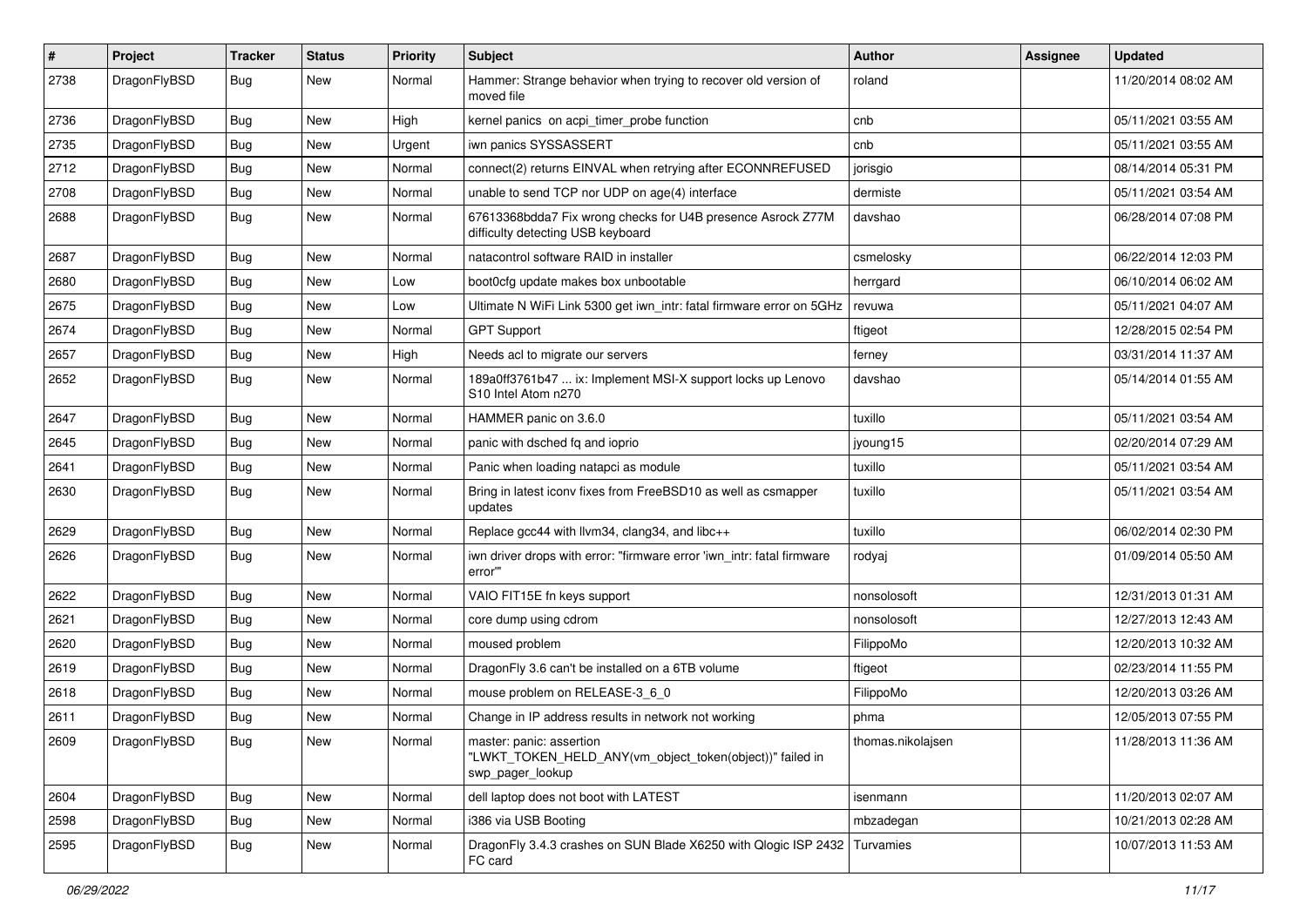| # | Project | Tracker | Status | Priority | Subject | Author | Assignee | Updated |
|---|---|---|---|---|---|---|---|---|
| 2738 | DragonFlyBSD | Bug | New | Normal | Hammer: Strange behavior when trying to recover old version of moved file | roland | | 11/20/2014 08:02 AM |
| 2736 | DragonFlyBSD | Bug | New | High | kernel panics on acpi_timer_probe function | cnb | | 05/11/2021 03:55 AM |
| 2735 | DragonFlyBSD | Bug | New | Urgent | iwn panics SYSSASSERT | cnb | | 05/11/2021 03:55 AM |
| 2712 | DragonFlyBSD | Bug | New | Normal | connect(2) returns EINVAL when retrying after ECONNREFUSED | jorisgio | | 08/14/2014 05:31 PM |
| 2708 | DragonFlyBSD | Bug | New | Normal | unable to send TCP nor UDP on age(4) interface | dermiste | | 05/11/2021 03:54 AM |
| 2688 | DragonFlyBSD | Bug | New | Normal | 67613368bdda7 Fix wrong checks for U4B presence Asrock Z77M difficulty detecting USB keyboard | davshao | | 06/28/2014 07:08 PM |
| 2687 | DragonFlyBSD | Bug | New | Normal | natacontrol software RAID in installer | csmelosky | | 06/22/2014 12:03 PM |
| 2680 | DragonFlyBSD | Bug | New | Low | boot0cfg update makes box unbootable | herrgard | | 06/10/2014 06:02 AM |
| 2675 | DragonFlyBSD | Bug | New | Low | Ultimate N WiFi Link 5300 get iwn_intr: fatal firmware error on 5GHz | revuwa | | 05/11/2021 04:07 AM |
| 2674 | DragonFlyBSD | Bug | New | Normal | GPT Support | ftigeot | | 12/28/2015 02:54 PM |
| 2657 | DragonFlyBSD | Bug | New | High | Needs acl to migrate our servers | ferney | | 03/31/2014 11:37 AM |
| 2652 | DragonFlyBSD | Bug | New | Normal | 189a0ff3761b47 ... ix: Implement MSI-X support locks up Lenovo S10 Intel Atom n270 | davshao | | 05/14/2014 01:55 AM |
| 2647 | DragonFlyBSD | Bug | New | Normal | HAMMER panic on 3.6.0 | tuxillo | | 05/11/2021 03:54 AM |
| 2645 | DragonFlyBSD | Bug | New | Normal | panic with dsched fq and ioprio | jyoung15 | | 02/20/2014 07:29 AM |
| 2641 | DragonFlyBSD | Bug | New | Normal | Panic when loading natapci as module | tuxillo | | 05/11/2021 03:54 AM |
| 2630 | DragonFlyBSD | Bug | New | Normal | Bring in latest iconv fixes from FreeBSD10 as well as csmapper updates | tuxillo | | 05/11/2021 03:54 AM |
| 2629 | DragonFlyBSD | Bug | New | Normal | Replace gcc44 with llvm34, clang34, and libc++ | tuxillo | | 06/02/2014 02:30 PM |
| 2626 | DragonFlyBSD | Bug | New | Normal | iwn driver drops with error: "firmware error 'iwn_intr: fatal firmware error'" | rodyaj | | 01/09/2014 05:50 AM |
| 2622 | DragonFlyBSD | Bug | New | Normal | VAIO FIT15E fn keys support | nonsolosoft | | 12/31/2013 01:31 AM |
| 2621 | DragonFlyBSD | Bug | New | Normal | core dump using cdrom | nonsolosoft | | 12/27/2013 12:43 AM |
| 2620 | DragonFlyBSD | Bug | New | Normal | moused problem | FilippoMo | | 12/20/2013 10:32 AM |
| 2619 | DragonFlyBSD | Bug | New | Normal | DragonFly 3.6 can't be installed on a 6TB volume | ftigeot | | 02/23/2014 11:55 PM |
| 2618 | DragonFlyBSD | Bug | New | Normal | mouse problem on RELEASE-3_6_0 | FilippoMo | | 12/20/2013 03:26 AM |
| 2611 | DragonFlyBSD | Bug | New | Normal | Change in IP address results in network not working | phma | | 12/05/2013 07:55 PM |
| 2609 | DragonFlyBSD | Bug | New | Normal | master: panic: assertion "LWKT_TOKEN_HELD_ANY(vm_object_token(object))" failed in swp_pager_lookup | thomas.nikolajsen | | 11/28/2013 11:36 AM |
| 2604 | DragonFlyBSD | Bug | New | Normal | dell laptop does not boot with LATEST | isenmann | | 11/20/2013 02:07 AM |
| 2598 | DragonFlyBSD | Bug | New | Normal | i386 via USB Booting | mbzadegan | | 10/21/2013 02:28 AM |
| 2595 | DragonFlyBSD | Bug | New | Normal | DragonFly 3.4.3 crashes on SUN Blade X6250 with Qlogic ISP 2432 FC card | Turvamies | | 10/07/2013 11:53 AM |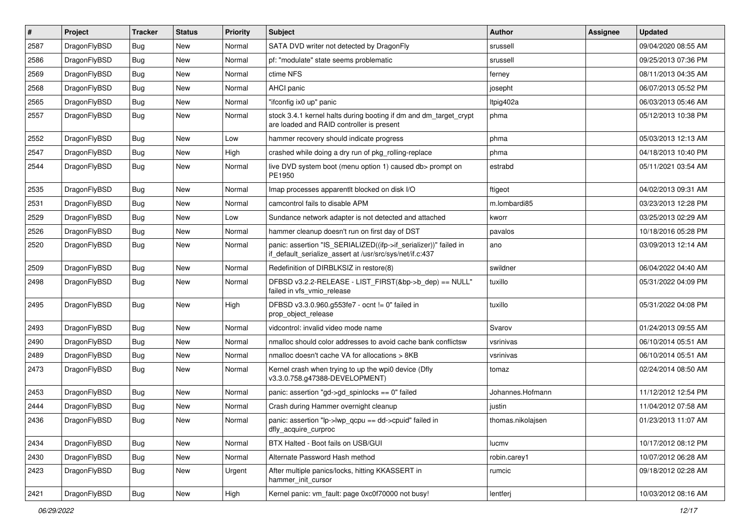| # | Project | Tracker | Status | Priority | Subject | Author | Assignee | Updated |
|---|---|---|---|---|---|---|---|---|
| 2587 | DragonFlyBSD | Bug | New | Normal | SATA DVD writer not detected by DragonFly | srussell | | 09/04/2020 08:55 AM |
| 2586 | DragonFlyBSD | Bug | New | Normal | pf: "modulate" state seems problematic | srussell | | 09/25/2013 07:36 PM |
| 2569 | DragonFlyBSD | Bug | New | Normal | ctime NFS | ferney | | 08/11/2013 04:35 AM |
| 2568 | DragonFlyBSD | Bug | New | Normal | AHCI panic | josepht | | 06/07/2013 05:52 PM |
| 2565 | DragonFlyBSD | Bug | New | Normal | "ifconfig ix0 up" panic | ltpig402a | | 06/03/2013 05:46 AM |
| 2557 | DragonFlyBSD | Bug | New | Normal | stock 3.4.1 kernel halts during booting if dm and dm_target_crypt are loaded and RAID controller is present | phma | | 05/12/2013 10:38 PM |
| 2552 | DragonFlyBSD | Bug | New | Low | hammer recovery should indicate progress | phma | | 05/03/2013 12:13 AM |
| 2547 | DragonFlyBSD | Bug | New | High | crashed while doing a dry run of pkg_rolling-replace | phma | | 04/18/2013 10:40 PM |
| 2544 | DragonFlyBSD | Bug | New | Normal | live DVD system boot (menu option 1) caused db> prompt on PE1950 | estrabd | | 05/11/2021 03:54 AM |
| 2535 | DragonFlyBSD | Bug | New | Normal | Imap processes apparentlt blocked on disk I/O | ftigeot | | 04/02/2013 09:31 AM |
| 2531 | DragonFlyBSD | Bug | New | Normal | camcontrol fails to disable APM | m.lombardi85 | | 03/23/2013 12:28 PM |
| 2529 | DragonFlyBSD | Bug | New | Low | Sundance network adapter is not detected and attached | kworr | | 03/25/2013 02:29 AM |
| 2526 | DragonFlyBSD | Bug | New | Normal | hammer cleanup doesn't run on first day of DST | pavalos | | 10/18/2016 05:28 PM |
| 2520 | DragonFlyBSD | Bug | New | Normal | panic: assertion "IS_SERIALIZED((ifp->if_serializer))" failed in if_default_serialize_assert at /usr/src/sys/net/if.c:437 | ano | | 03/09/2013 12:14 AM |
| 2509 | DragonFlyBSD | Bug | New | Normal | Redefinition of DIRBLKSIZ in restore(8) | swildner | | 06/04/2022 04:40 AM |
| 2498 | DragonFlyBSD | Bug | New | Normal | DFBSD v3.2.2-RELEASE - LIST_FIRST(&bp->b_dep) == NULL" failed in vfs_vmio_release | tuxillo | | 05/31/2022 04:09 PM |
| 2495 | DragonFlyBSD | Bug | New | High | DFBSD v3.3.0.960.g553fe7 - ocnt != 0" failed in prop_object_release | tuxillo | | 05/31/2022 04:08 PM |
| 2493 | DragonFlyBSD | Bug | New | Normal | vidcontrol: invalid video mode name | Svarov | | 01/24/2013 09:55 AM |
| 2490 | DragonFlyBSD | Bug | New | Normal | nmalloc should color addresses to avoid cache bank conflictsw | vsrinivas | | 06/10/2014 05:51 AM |
| 2489 | DragonFlyBSD | Bug | New | Normal | nmalloc doesn't cache VA for allocations > 8KB | vsrinivas | | 06/10/2014 05:51 AM |
| 2473 | DragonFlyBSD | Bug | New | Normal | Kernel crash when trying to up the wpi0 device (Dfly v3.3.0.758.g47388-DEVELOPMENT) | tomaz | | 02/24/2014 08:50 AM |
| 2453 | DragonFlyBSD | Bug | New | Normal | panic: assertion "gd->gd_spinlocks == 0" failed | Johannes.Hofmann | | 11/12/2012 12:54 PM |
| 2444 | DragonFlyBSD | Bug | New | Normal | Crash during Hammer overnight cleanup | justin | | 11/04/2012 07:58 AM |
| 2436 | DragonFlyBSD | Bug | New | Normal | panic: assertion "lp->lwp_qcpu == dd->cpuid" failed in dfly_acquire_curproc | thomas.nikolajsen | | 01/23/2013 11:07 AM |
| 2434 | DragonFlyBSD | Bug | New | Normal | BTX Halted - Boot fails on USB/GUI | lucmv | | 10/17/2012 08:12 PM |
| 2430 | DragonFlyBSD | Bug | New | Normal | Alternate Password Hash method | robin.carey1 | | 10/07/2012 06:28 AM |
| 2423 | DragonFlyBSD | Bug | New | Urgent | After multiple panics/locks, hitting KKASSERT in hammer_init_cursor | rumcic | | 09/18/2012 02:28 AM |
| 2421 | DragonFlyBSD | Bug | New | High | Kernel panic: vm_fault: page 0xc0f70000 not busy! | lentferj | | 10/03/2012 08:16 AM |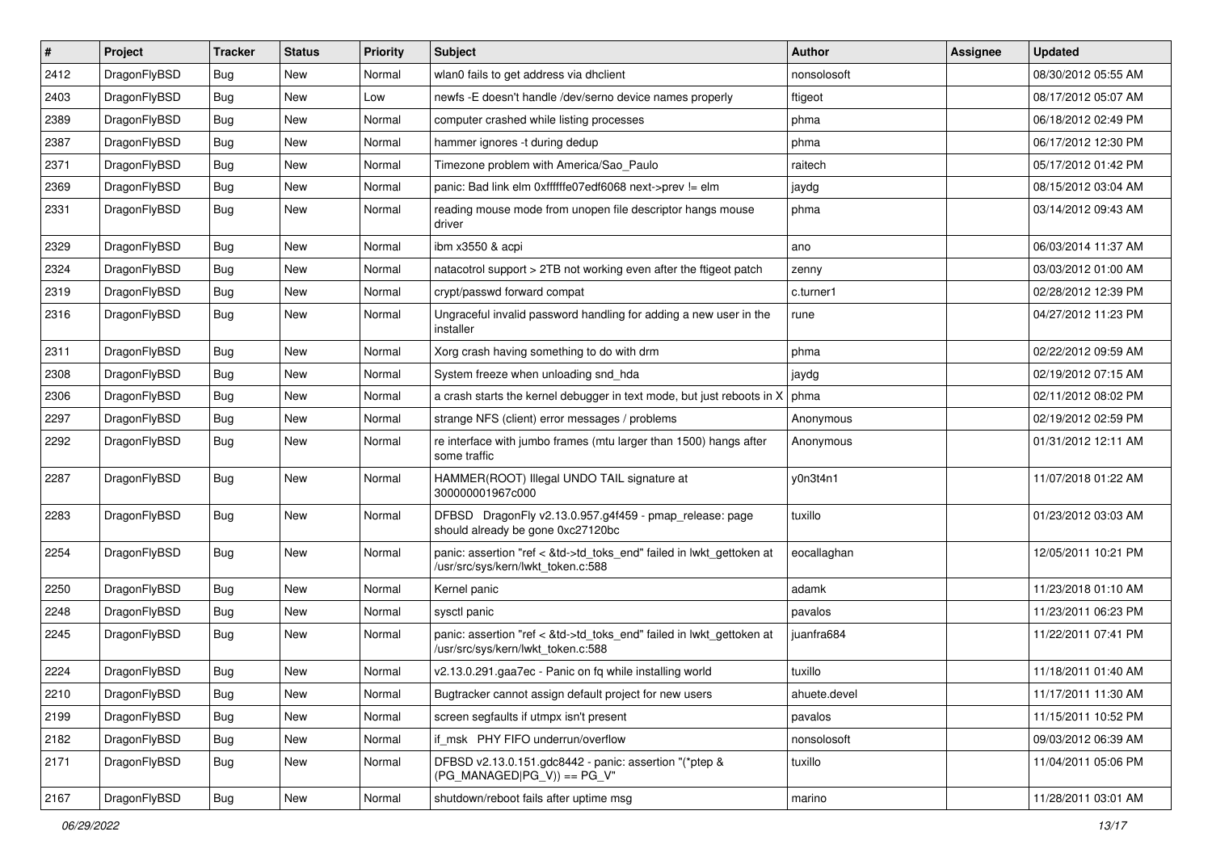| # | Project | Tracker | Status | Priority | Subject | Author | Assignee | Updated |
|---|---|---|---|---|---|---|---|---|
| 2412 | DragonFlyBSD | Bug | New | Normal | wlan0 fails to get address via dhclient | nonsolosoft | | 08/30/2012 05:55 AM |
| 2403 | DragonFlyBSD | Bug | New | Low | newfs -E doesn't handle /dev/serno device names properly | ftigeot | | 08/17/2012 05:07 AM |
| 2389 | DragonFlyBSD | Bug | New | Normal | computer crashed while listing processes | phma | | 06/18/2012 02:49 PM |
| 2387 | DragonFlyBSD | Bug | New | Normal | hammer ignores -t during dedup | phma | | 06/17/2012 12:30 PM |
| 2371 | DragonFlyBSD | Bug | New | Normal | Timezone problem with America/Sao_Paulo | raitech | | 05/17/2012 01:42 PM |
| 2369 | DragonFlyBSD | Bug | New | Normal | panic: Bad link elm 0xffffffe07edf6068 next->prev != elm | jaydg | | 08/15/2012 03:04 AM |
| 2331 | DragonFlyBSD | Bug | New | Normal | reading mouse mode from unopen file descriptor hangs mouse driver | phma | | 03/14/2012 09:43 AM |
| 2329 | DragonFlyBSD | Bug | New | Normal | ibm x3550 & acpi | ano | | 06/03/2014 11:37 AM |
| 2324 | DragonFlyBSD | Bug | New | Normal | natacotrol support > 2TB not working even after the ftigeot patch | zenny | | 03/03/2012 01:00 AM |
| 2319 | DragonFlyBSD | Bug | New | Normal | crypt/passwd forward compat | c.turner1 | | 02/28/2012 12:39 PM |
| 2316 | DragonFlyBSD | Bug | New | Normal | Ungraceful invalid password handling for adding a new user in the installer | rune | | 04/27/2012 11:23 PM |
| 2311 | DragonFlyBSD | Bug | New | Normal | Xorg crash having something to do with drm | phma | | 02/22/2012 09:59 AM |
| 2308 | DragonFlyBSD | Bug | New | Normal | System freeze when unloading snd_hda | jaydg | | 02/19/2012 07:15 AM |
| 2306 | DragonFlyBSD | Bug | New | Normal | a crash starts the kernel debugger in text mode, but just reboots in X | phma | | 02/11/2012 08:02 PM |
| 2297 | DragonFlyBSD | Bug | New | Normal | strange NFS (client) error messages / problems | Anonymous | | 02/19/2012 02:59 PM |
| 2292 | DragonFlyBSD | Bug | New | Normal | re interface with jumbo frames (mtu larger than 1500) hangs after some traffic | Anonymous | | 01/31/2012 12:11 AM |
| 2287 | DragonFlyBSD | Bug | New | Normal | HAMMER(ROOT) Illegal UNDO TAIL signature at 300000001967c000 | y0n3t4n1 | | 11/07/2018 01:22 AM |
| 2283 | DragonFlyBSD | Bug | New | Normal | DFBSD DragonFly v2.13.0.957.g4f459 - pmap_release: page should already be gone 0xc27120bc | tuxillo | | 01/23/2012 03:03 AM |
| 2254 | DragonFlyBSD | Bug | New | Normal | panic: assertion "ref < &td->td_toks_end" failed in lwkt_gettoken at /usr/src/sys/kern/lwkt_token.c:588 | eocallaghan | | 12/05/2011 10:21 PM |
| 2250 | DragonFlyBSD | Bug | New | Normal | Kernel panic | adamk | | 11/23/2018 01:10 AM |
| 2248 | DragonFlyBSD | Bug | New | Normal | sysctl panic | pavalos | | 11/23/2011 06:23 PM |
| 2245 | DragonFlyBSD | Bug | New | Normal | panic: assertion "ref < &td->td_toks_end" failed in lwkt_gettoken at /usr/src/sys/kern/lwkt_token.c:588 | juanfra684 | | 11/22/2011 07:41 PM |
| 2224 | DragonFlyBSD | Bug | New | Normal | v2.13.0.291.gaa7ec - Panic on fq while installing world | tuxillo | | 11/18/2011 01:40 AM |
| 2210 | DragonFlyBSD | Bug | New | Normal | Bugtracker cannot assign default project for new users | ahuete.devel | | 11/17/2011 11:30 AM |
| 2199 | DragonFlyBSD | Bug | New | Normal | screen segfaults if utmpx isn't present | pavalos | | 11/15/2011 10:52 PM |
| 2182 | DragonFlyBSD | Bug | New | Normal | if_msk PHY FIFO underrun/overflow | nonsolosoft | | 09/03/2012 06:39 AM |
| 2171 | DragonFlyBSD | Bug | New | Normal | DFBSD v2.13.0.151.gdc8442 - panic: assertion "(*ptep & (PG_MANAGED\|PG_V)) == PG_V" | tuxillo | | 11/04/2011 05:06 PM |
| 2167 | DragonFlyBSD | Bug | New | Normal | shutdown/reboot fails after uptime msg | marino | | 11/28/2011 03:01 AM |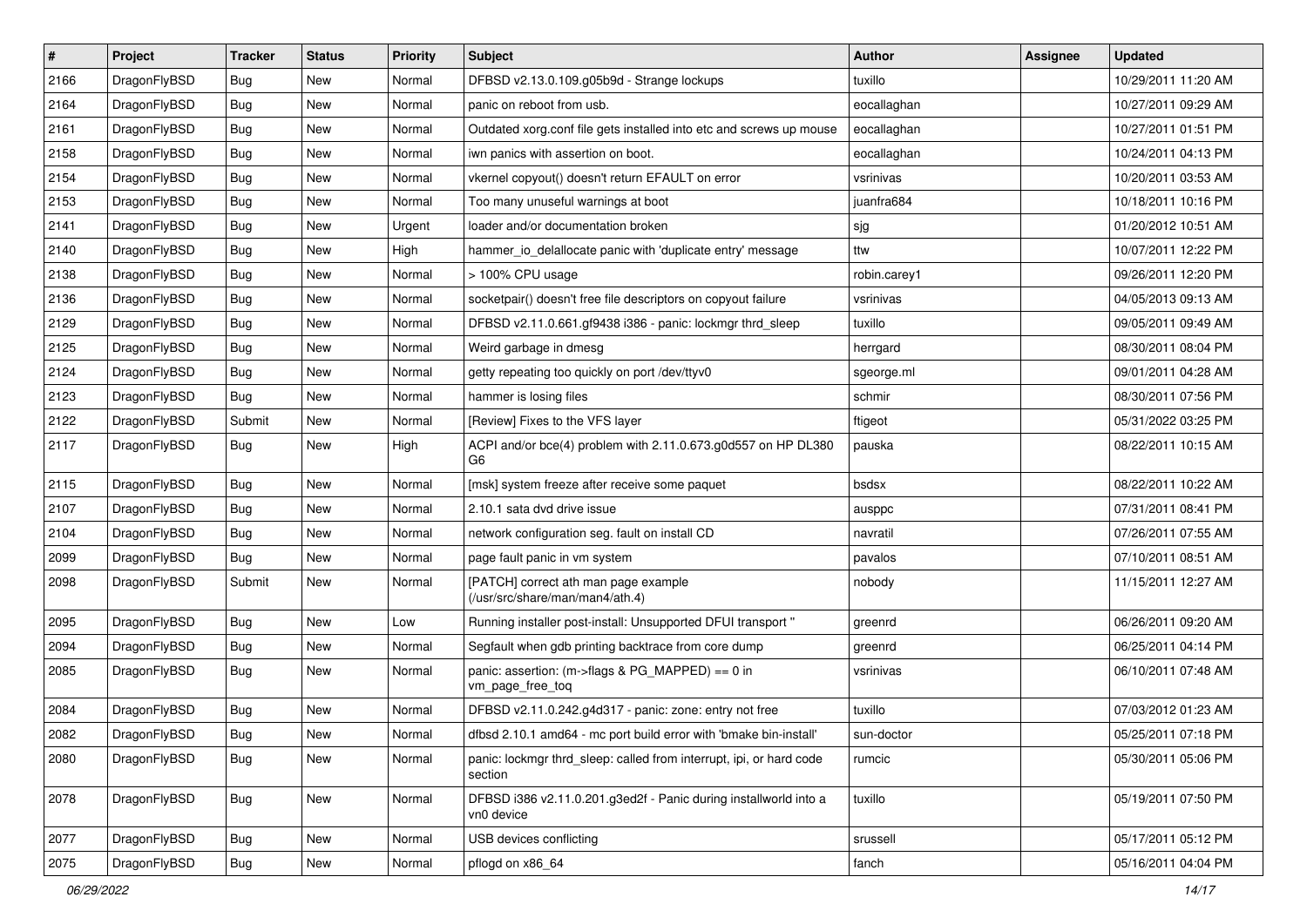| # | Project | Tracker | Status | Priority | Subject | Author | Assignee | Updated |
|---|---|---|---|---|---|---|---|---|
| 2166 | DragonFlyBSD | Bug | New | Normal | DFBSD v2.13.0.109.g05b9d - Strange lockups | tuxillo | | 10/29/2011 11:20 AM |
| 2164 | DragonFlyBSD | Bug | New | Normal | panic on reboot from usb. | eocallaghan | | 10/27/2011 09:29 AM |
| 2161 | DragonFlyBSD | Bug | New | Normal | Outdated xorg.conf file gets installed into etc and screws up mouse | eocallaghan | | 10/27/2011 01:51 PM |
| 2158 | DragonFlyBSD | Bug | New | Normal | iwn panics with assertion on boot. | eocallaghan | | 10/24/2011 04:13 PM |
| 2154 | DragonFlyBSD | Bug | New | Normal | vkernel copyout() doesn't return EFAULT on error | vsrinivas | | 10/20/2011 03:53 AM |
| 2153 | DragonFlyBSD | Bug | New | Normal | Too many unuseful warnings at boot | juanfra684 | | 10/18/2011 10:16 PM |
| 2141 | DragonFlyBSD | Bug | New | Urgent | loader and/or documentation broken | sjg | | 01/20/2012 10:51 AM |
| 2140 | DragonFlyBSD | Bug | New | High | hammer_io_delallocate panic with 'duplicate entry' message | ttw | | 10/07/2011 12:22 PM |
| 2138 | DragonFlyBSD | Bug | New | Normal | > 100% CPU usage | robin.carey1 | | 09/26/2011 12:20 PM |
| 2136 | DragonFlyBSD | Bug | New | Normal | socketpair() doesn't free file descriptors on copyout failure | vsrinivas | | 04/05/2013 09:13 AM |
| 2129 | DragonFlyBSD | Bug | New | Normal | DFBSD v2.11.0.661.gf9438 i386 - panic: lockmgr thrd_sleep | tuxillo | | 09/05/2011 09:49 AM |
| 2125 | DragonFlyBSD | Bug | New | Normal | Weird garbage in dmesg | herrgard | | 08/30/2011 08:04 PM |
| 2124 | DragonFlyBSD | Bug | New | Normal | getty repeating too quickly on port /dev/ttyv0 | sgeorge.ml | | 09/01/2011 04:28 AM |
| 2123 | DragonFlyBSD | Bug | New | Normal | hammer is losing files | schmir | | 08/30/2011 07:56 PM |
| 2122 | DragonFlyBSD | Submit | New | Normal | [Review] Fixes to the VFS layer | ftigeot | | 05/31/2022 03:25 PM |
| 2117 | DragonFlyBSD | Bug | New | High | ACPI and/or bce(4) problem with 2.11.0.673.g0d557 on HP DL380 G6 | pauska | | 08/22/2011 10:15 AM |
| 2115 | DragonFlyBSD | Bug | New | Normal | [msk] system freeze after receive some paquet | bsdsx | | 08/22/2011 10:22 AM |
| 2107 | DragonFlyBSD | Bug | New | Normal | 2.10.1 sata dvd drive issue | ausppc | | 07/31/2011 08:41 PM |
| 2104 | DragonFlyBSD | Bug | New | Normal | network configuration seg. fault on install CD | navratil | | 07/26/2011 07:55 AM |
| 2099 | DragonFlyBSD | Bug | New | Normal | page fault panic in vm system | pavalos | | 07/10/2011 08:51 AM |
| 2098 | DragonFlyBSD | Submit | New | Normal | [PATCH] correct ath man page example (/usr/src/share/man/man4/ath.4) | nobody | | 11/15/2011 12:27 AM |
| 2095 | DragonFlyBSD | Bug | New | Low | Running installer post-install: Unsupported DFUI transport " | greenrd | | 06/26/2011 09:20 AM |
| 2094 | DragonFlyBSD | Bug | New | Normal | Segfault when gdb printing backtrace from core dump | greenrd | | 06/25/2011 04:14 PM |
| 2085 | DragonFlyBSD | Bug | New | Normal | panic: assertion: (m->flags & PG_MAPPED) == 0 in vm_page_free_toq | vsrinivas | | 06/10/2011 07:48 AM |
| 2084 | DragonFlyBSD | Bug | New | Normal | DFBSD v2.11.0.242.g4d317 - panic: zone: entry not free | tuxillo | | 07/03/2012 01:23 AM |
| 2082 | DragonFlyBSD | Bug | New | Normal | dfbsd 2.10.1 amd64 - mc port build error with 'bmake bin-install' | sun-doctor | | 05/25/2011 07:18 PM |
| 2080 | DragonFlyBSD | Bug | New | Normal | panic: lockmgr thrd_sleep: called from interrupt, ipi, or hard code section | rumcic | | 05/30/2011 05:06 PM |
| 2078 | DragonFlyBSD | Bug | New | Normal | DFBSD i386 v2.11.0.201.g3ed2f - Panic during installworld into a vn0 device | tuxillo | | 05/19/2011 07:50 PM |
| 2077 | DragonFlyBSD | Bug | New | Normal | USB devices conflicting | srussell | | 05/17/2011 05:12 PM |
| 2075 | DragonFlyBSD | Bug | New | Normal | pflogd on x86_64 | fanch | | 05/16/2011 04:04 PM |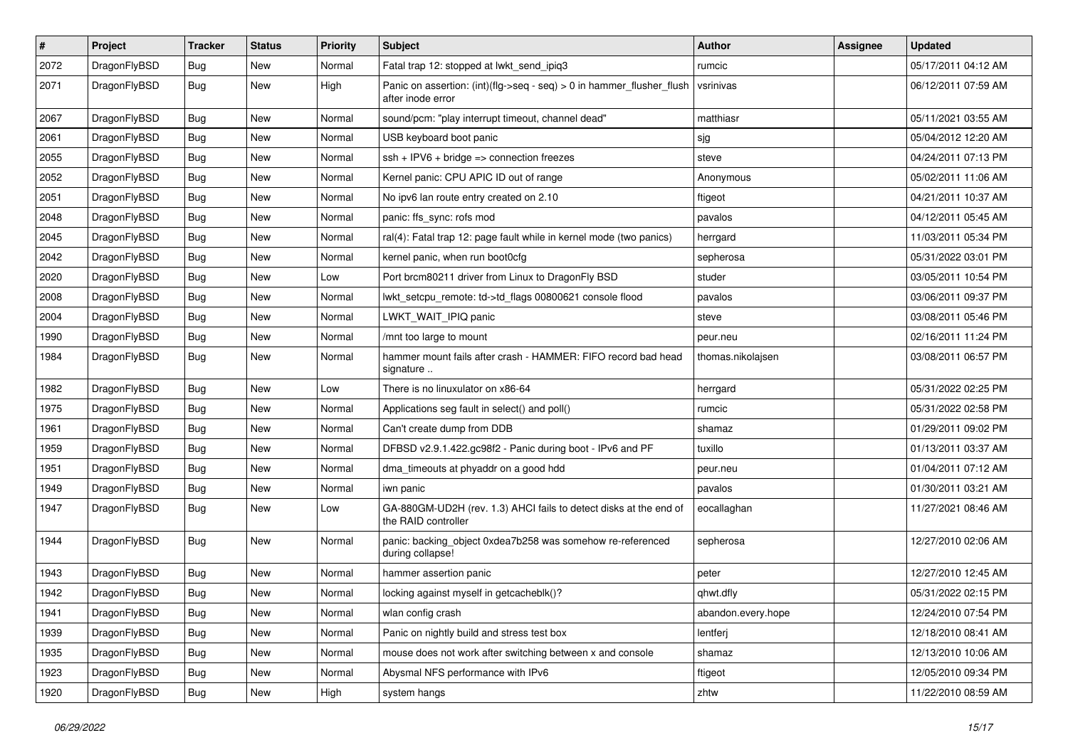| # | Project | Tracker | Status | Priority | Subject | Author | Assignee | Updated |
|---|---|---|---|---|---|---|---|---|
| 2072 | DragonFlyBSD | Bug | New | Normal | Fatal trap 12: stopped at lwkt_send_ipiq3 | rumcic | | 05/17/2011 04:12 AM |
| 2071 | DragonFlyBSD | Bug | New | High | Panic on assertion: (int)(flg->seq - seq) > 0 in hammer_flusher_flush after inode error | vsrinivas | | 06/12/2011 07:59 AM |
| 2067 | DragonFlyBSD | Bug | New | Normal | sound/pcm: "play interrupt timeout, channel dead" | matthiasr | | 05/11/2021 03:55 AM |
| 2061 | DragonFlyBSD | Bug | New | Normal | USB keyboard boot panic | sjg | | 05/04/2012 12:20 AM |
| 2055 | DragonFlyBSD | Bug | New | Normal | ssh + IPV6 + bridge => connection freezes | steve | | 04/24/2011 07:13 PM |
| 2052 | DragonFlyBSD | Bug | New | Normal | Kernel panic: CPU APIC ID out of range | Anonymous | | 05/02/2011 11:06 AM |
| 2051 | DragonFlyBSD | Bug | New | Normal | No ipv6 lan route entry created on 2.10 | ftigeot | | 04/21/2011 10:37 AM |
| 2048 | DragonFlyBSD | Bug | New | Normal | panic: ffs_sync: rofs mod | pavalos | | 04/12/2011 05:45 AM |
| 2045 | DragonFlyBSD | Bug | New | Normal | ral(4): Fatal trap 12: page fault while in kernel mode (two panics) | herrgard | | 11/03/2011 05:34 PM |
| 2042 | DragonFlyBSD | Bug | New | Normal | kernel panic, when run boot0cfg | sepherosa | | 05/31/2022 03:01 PM |
| 2020 | DragonFlyBSD | Bug | New | Low | Port brcm80211 driver from Linux to DragonFly BSD | studer | | 03/05/2011 10:54 PM |
| 2008 | DragonFlyBSD | Bug | New | Normal | lwkt_setcpu_remote: td->td_flags 00800621 console flood | pavalos | | 03/06/2011 09:37 PM |
| 2004 | DragonFlyBSD | Bug | New | Normal | LWKT_WAIT_IPIQ panic | steve | | 03/08/2011 05:46 PM |
| 1990 | DragonFlyBSD | Bug | New | Normal | /mnt too large to mount | peur.neu | | 02/16/2011 11:24 PM |
| 1984 | DragonFlyBSD | Bug | New | Normal | hammer mount fails after crash - HAMMER: FIFO record bad head signature .. | thomas.nikolajsen | | 03/08/2011 06:57 PM |
| 1982 | DragonFlyBSD | Bug | New | Low | There is no linuxulator on x86-64 | herrgard | | 05/31/2022 02:25 PM |
| 1975 | DragonFlyBSD | Bug | New | Normal | Applications seg fault in select() and poll() | rumcic | | 05/31/2022 02:58 PM |
| 1961 | DragonFlyBSD | Bug | New | Normal | Can't create dump from DDB | shamaz | | 01/29/2011 09:02 PM |
| 1959 | DragonFlyBSD | Bug | New | Normal | DFBSD v2.9.1.422.gc98f2 - Panic during boot - IPv6 and PF | tuxillo | | 01/13/2011 03:37 AM |
| 1951 | DragonFlyBSD | Bug | New | Normal | dma_timeouts at phyaddr on a good hdd | peur.neu | | 01/04/2011 07:12 AM |
| 1949 | DragonFlyBSD | Bug | New | Normal | iwn panic | pavalos | | 01/30/2011 03:21 AM |
| 1947 | DragonFlyBSD | Bug | New | Low | GA-880GM-UD2H (rev. 1.3) AHCI fails to detect disks at the end of the RAID controller | eocallaghan | | 11/27/2021 08:46 AM |
| 1944 | DragonFlyBSD | Bug | New | Normal | panic: backing_object 0xdea7b258 was somehow re-referenced during collapse! | sepherosa | | 12/27/2010 02:06 AM |
| 1943 | DragonFlyBSD | Bug | New | Normal | hammer assertion panic | peter | | 12/27/2010 12:45 AM |
| 1942 | DragonFlyBSD | Bug | New | Normal | locking against myself in getcacheblk()? | qhwt.dfly | | 05/31/2022 02:15 PM |
| 1941 | DragonFlyBSD | Bug | New | Normal | wlan config crash | abandon.every.hope | | 12/24/2010 07:54 PM |
| 1939 | DragonFlyBSD | Bug | New | Normal | Panic on nightly build and stress test box | lentferj | | 12/18/2010 08:41 AM |
| 1935 | DragonFlyBSD | Bug | New | Normal | mouse does not work after switching between x and console | shamaz | | 12/13/2010 10:06 AM |
| 1923 | DragonFlyBSD | Bug | New | Normal | Abysmal NFS performance with IPv6 | ftigeot | | 12/05/2010 09:34 PM |
| 1920 | DragonFlyBSD | Bug | New | High | system hangs | zhtw | | 11/22/2010 08:59 AM |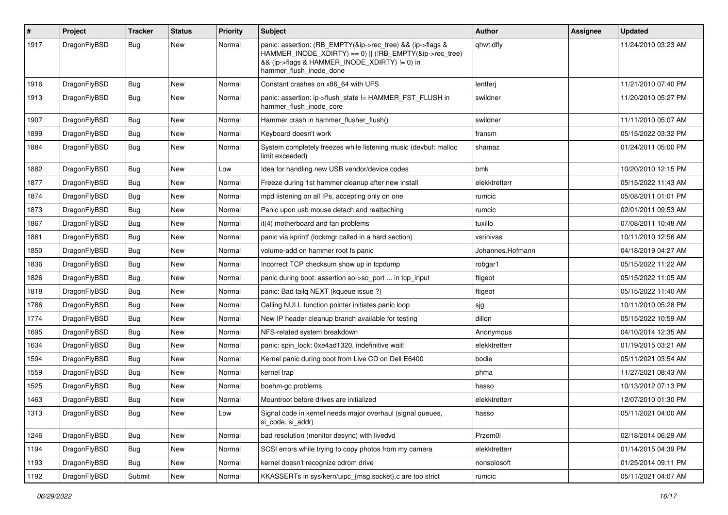| # | Project | Tracker | Status | Priority | Subject | Author | Assignee | Updated |
|---|---|---|---|---|---|---|---|---|
| 1917 | DragonFlyBSD | Bug | New | Normal | panic: assertion: (RB_EMPTY(&ip->rec_tree) && (ip->flags & HAMMER_INODE_XDIRTY) == 0) \|\| (!RB_EMPTY(&ip->rec_tree) && (ip->flags & HAMMER_INODE_XDIRTY) != 0) in hammer_flush_inode_done | qhwt.dfly | | 11/24/2010 03:23 AM |
| 1916 | DragonFlyBSD | Bug | New | Normal | Constant crashes on x86_64 with UFS | lentferj | | 11/21/2010 07:40 PM |
| 1913 | DragonFlyBSD | Bug | New | Normal | panic: assertion: ip->flush_state != HAMMER_FST_FLUSH in hammer_flush_inode_core | swildner | | 11/20/2010 05:27 PM |
| 1907 | DragonFlyBSD | Bug | New | Normal | Hammer crash in hammer_flusher_flush() | swildner | | 11/11/2010 05:07 AM |
| 1899 | DragonFlyBSD | Bug | New | Normal | Keyboard doesn't work | fransm | | 05/15/2022 03:32 PM |
| 1884 | DragonFlyBSD | Bug | New | Normal | System completely freezes while listening music (devbuf: malloc limit exceeded) | shamaz | | 01/24/2011 05:00 PM |
| 1882 | DragonFlyBSD | Bug | New | Low | Idea for handling new USB vendor/device codes | bmk | | 10/20/2010 12:15 PM |
| 1877 | DragonFlyBSD | Bug | New | Normal | Freeze during 1st hammer cleanup after new install | elekktretterr | | 05/15/2022 11:43 AM |
| 1874 | DragonFlyBSD | Bug | New | Normal | mpd listening on all IPs, accepting only on one | rumcic | | 05/08/2011 01:01 PM |
| 1873 | DragonFlyBSD | Bug | New | Normal | Panic upon usb mouse detach and reattaching | rumcic | | 02/01/2011 09:53 AM |
| 1867 | DragonFlyBSD | Bug | New | Normal | it(4) motherboard and fan problems | tuxillo | | 07/08/2011 10:48 AM |
| 1861 | DragonFlyBSD | Bug | New | Normal | panic via kprintf (lockmgr called in a hard section) | vsrinivas | | 10/11/2010 12:56 AM |
| 1850 | DragonFlyBSD | Bug | New | Normal | volume-add on hammer root fs panic | Johannes.Hofmann | | 04/18/2019 04:27 AM |
| 1836 | DragonFlyBSD | Bug | New | Normal | Incorrect TCP checksum show up in tcpdump | robgar1 | | 05/15/2022 11:22 AM |
| 1826 | DragonFlyBSD | Bug | New | Normal | panic during boot: assertion so->so_port ... in tcp_input | ftigeot | | 05/15/2022 11:05 AM |
| 1818 | DragonFlyBSD | Bug | New | Normal | panic: Bad tailq NEXT (kqueue issue ?) | ftigeot | | 05/15/2022 11:40 AM |
| 1786 | DragonFlyBSD | Bug | New | Normal | Calling NULL function pointer initiates panic loop | sjg | | 10/11/2010 05:28 PM |
| 1774 | DragonFlyBSD | Bug | New | Normal | New IP header cleanup branch available for testing | dillon | | 05/15/2022 10:59 AM |
| 1695 | DragonFlyBSD | Bug | New | Normal | NFS-related system breakdown | Anonymous | | 04/10/2014 12:35 AM |
| 1634 | DragonFlyBSD | Bug | New | Normal | panic: spin_lock: 0xe4ad1320, indefinitive wait! | elekktretterr | | 01/19/2015 03:21 AM |
| 1594 | DragonFlyBSD | Bug | New | Normal | Kernel panic during boot from Live CD on Dell E6400 | bodie | | 05/11/2021 03:54 AM |
| 1559 | DragonFlyBSD | Bug | New | Normal | kernel trap | phma | | 11/27/2021 08:43 AM |
| 1525 | DragonFlyBSD | Bug | New | Normal | boehm-gc problems | hasso | | 10/13/2012 07:13 PM |
| 1463 | DragonFlyBSD | Bug | New | Normal | Mountroot before drives are initialized | elekktretterr | | 12/07/2010 01:30 PM |
| 1313 | DragonFlyBSD | Bug | New | Low | Signal code in kernel needs major overhaul (signal queues, si_code, si_addr) | hasso | | 05/11/2021 04:00 AM |
| 1246 | DragonFlyBSD | Bug | New | Normal | bad resolution (monitor desync) with livedvd | Przem0l | | 02/18/2014 06:29 AM |
| 1194 | DragonFlyBSD | Bug | New | Normal | SCSI errors while trying to copy photos from my camera | elekktretterr | | 01/14/2015 04:39 PM |
| 1193 | DragonFlyBSD | Bug | New | Normal | kernel doesn't recognize cdrom drive | nonsolosoft | | 01/25/2014 09:11 PM |
| 1192 | DragonFlyBSD | Submit | New | Normal | KKASSERTs in sys/kern/uipc_{msg,socket}.c are too strict | rumcic | | 05/11/2021 04:07 AM |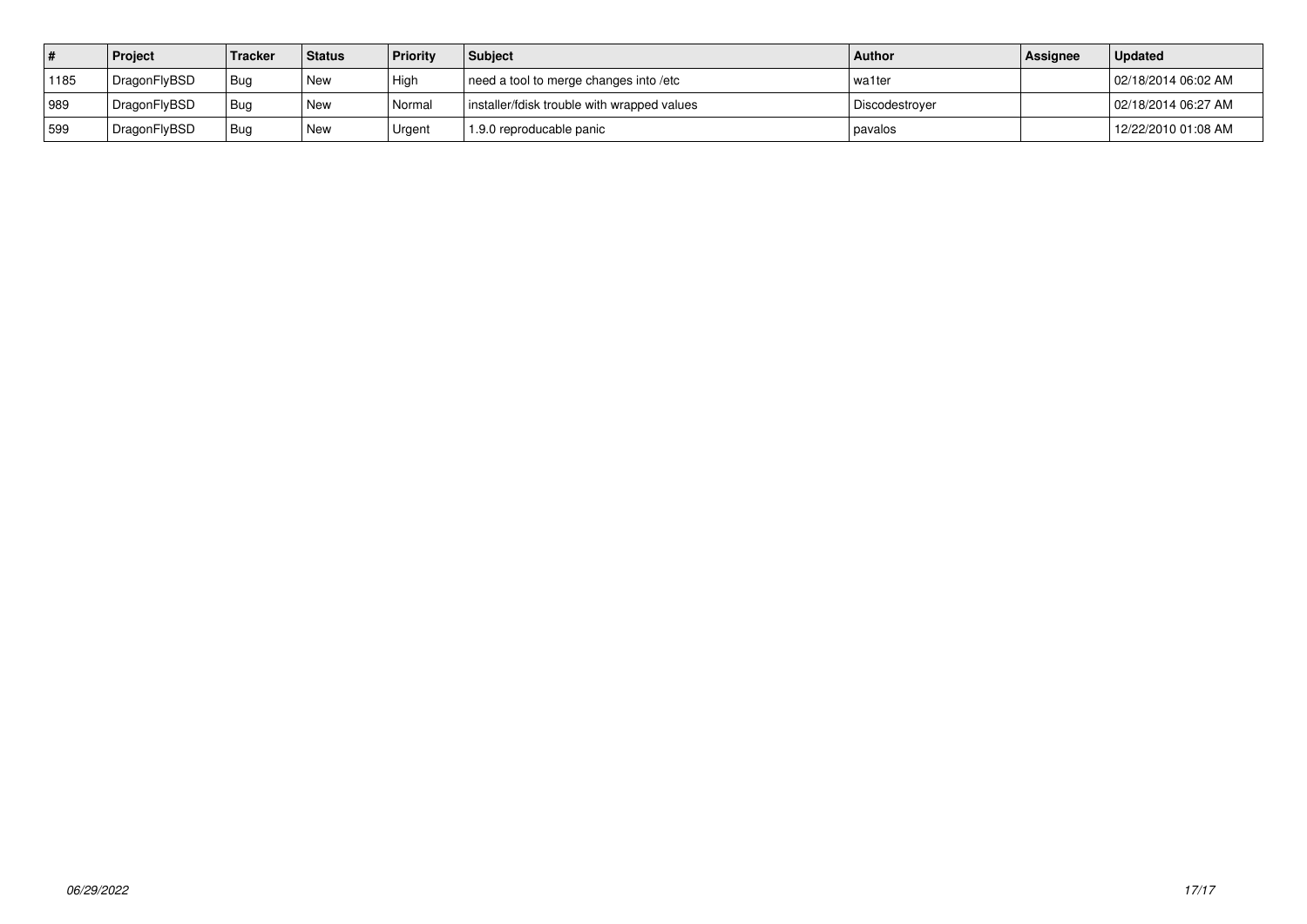| # | Project | Tracker | Status | Priority | Subject | Author | Assignee | Updated |
|---|---|---|---|---|---|---|---|---|
| 1185 | DragonFlyBSD | Bug | New | High | need a tool to merge changes into /etc | wa1ter | | 02/18/2014 06:02 AM |
| 989 | DragonFlyBSD | Bug | New | Normal | installer/fdisk trouble with wrapped values | Discodestroyer | | 02/18/2014 06:27 AM |
| 599 | DragonFlyBSD | Bug | New | Urgent | 1.9.0 reproducable panic | pavalos | | 12/22/2010 01:08 AM |